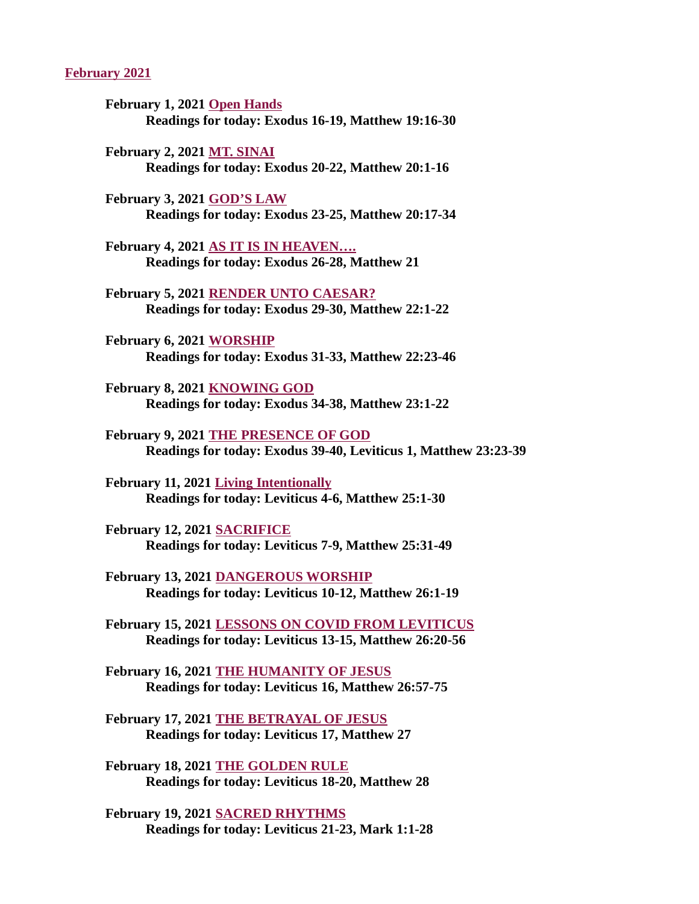## February 2021

**February 1, 2021 Open Hands**
**Readings for today: Exodus 16-19, Matthew 19:16-30**

**February 2, 2021 MT. SINAI**
**Readings for today: Exodus 20-22, Matthew 20:1-16**

**February 3, 2021 GOD'S LAW**
**Readings for today: Exodus 23-25, Matthew 20:17-34**

**February 4, 2021 AS IT IS IN HEAVEN….**
**Readings for today: Exodus 26-28, Matthew 21**

**February 5, 2021 RENDER UNTO CAESAR?**
**Readings for today: Exodus 29-30, Matthew 22:1-22**

**February 6, 2021 WORSHIP**
**Readings for today: Exodus 31-33, Matthew 22:23-46**

**February 8, 2021 KNOWING GOD**
**Readings for today: Exodus 34-38, Matthew 23:1-22**

**February 9, 2021 THE PRESENCE OF GOD**
**Readings for today: Exodus 39-40, Leviticus 1, Matthew 23:23-39**

**February 11, 2021 Living Intentionally**
**Readings for today: Leviticus 4-6, Matthew 25:1-30**

**February 12, 2021 SACRIFICE**
**Readings for today: Leviticus 7-9, Matthew 25:31-49**

**February 13, 2021 DANGEROUS WORSHIP**
**Readings for today: Leviticus 10-12, Matthew 26:1-19**

**February 15, 2021 LESSONS ON COVID FROM LEVITICUS**
**Readings for today: Leviticus 13-15, Matthew 26:20-56**

**February 16, 2021 THE HUMANITY OF JESUS**
**Readings for today: Leviticus 16, Matthew 26:57-75**

**February 17, 2021 THE BETRAYAL OF JESUS**
**Readings for today: Leviticus 17, Matthew 27**

**February 18, 2021 THE GOLDEN RULE**
**Readings for today: Leviticus 18-20, Matthew 28**

**February 19, 2021 SACRED RHYTHMS**
**Readings for today: Leviticus 21-23, Mark 1:1-28**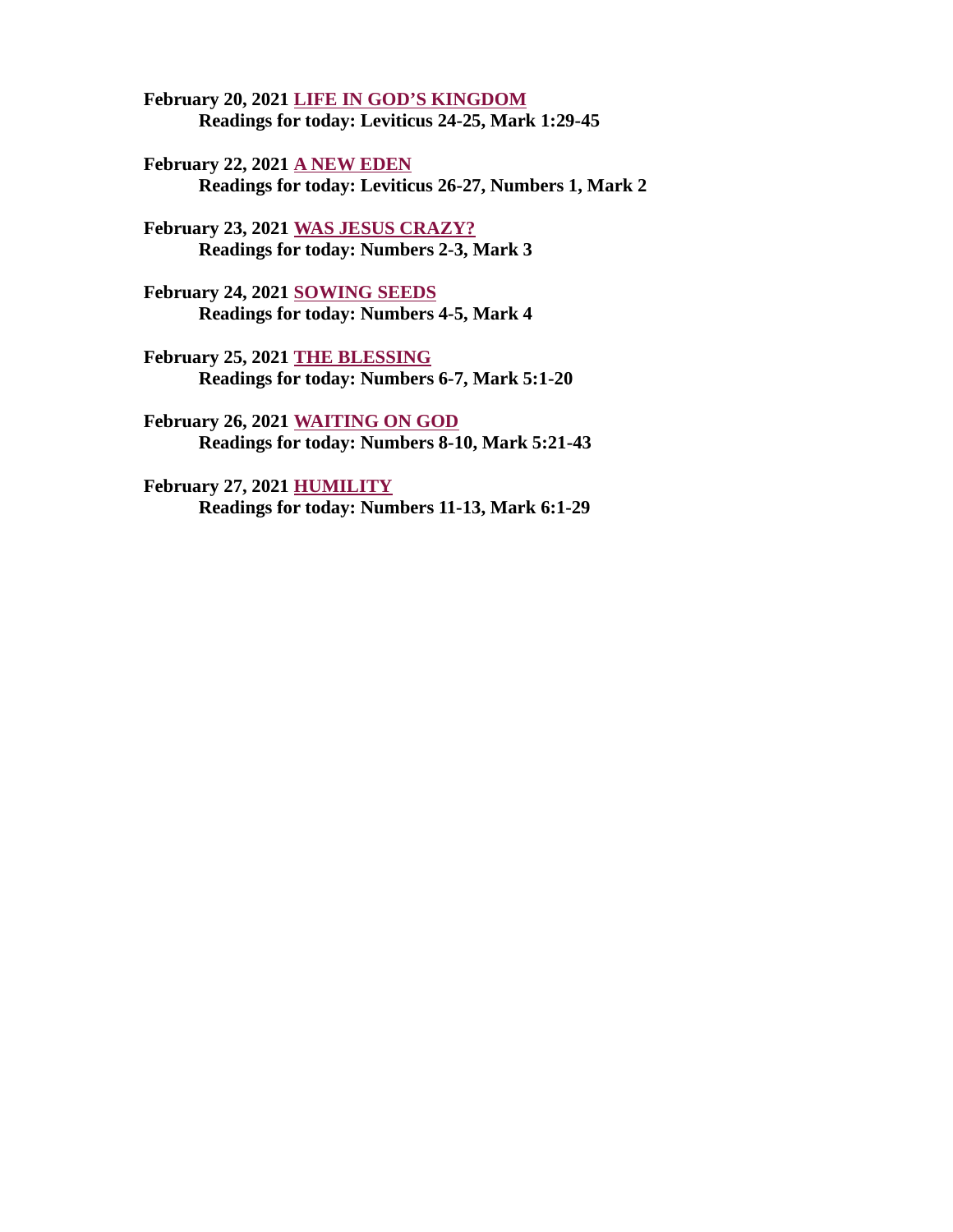**February 20, 2021 LIFE IN GOD'S KINGDOM**
**Readings for today: Leviticus 24-25, Mark 1:29-45**

**February 22, 2021 A NEW EDEN**
**Readings for today: Leviticus 26-27, Numbers 1, Mark 2**

**February 23, 2021 WAS JESUS CRAZY?**
**Readings for today: Numbers 2-3, Mark 3**

**February 24, 2021 SOWING SEEDS**
**Readings for today: Numbers 4-5, Mark 4**

**February 25, 2021 THE BLESSING**
**Readings for today: Numbers 6-7, Mark 5:1-20**

**February 26, 2021 WAITING ON GOD**
**Readings for today: Numbers 8-10, Mark 5:21-43**

**February 27, 2021 HUMILITY**
**Readings for today: Numbers 11-13, Mark 6:1-29**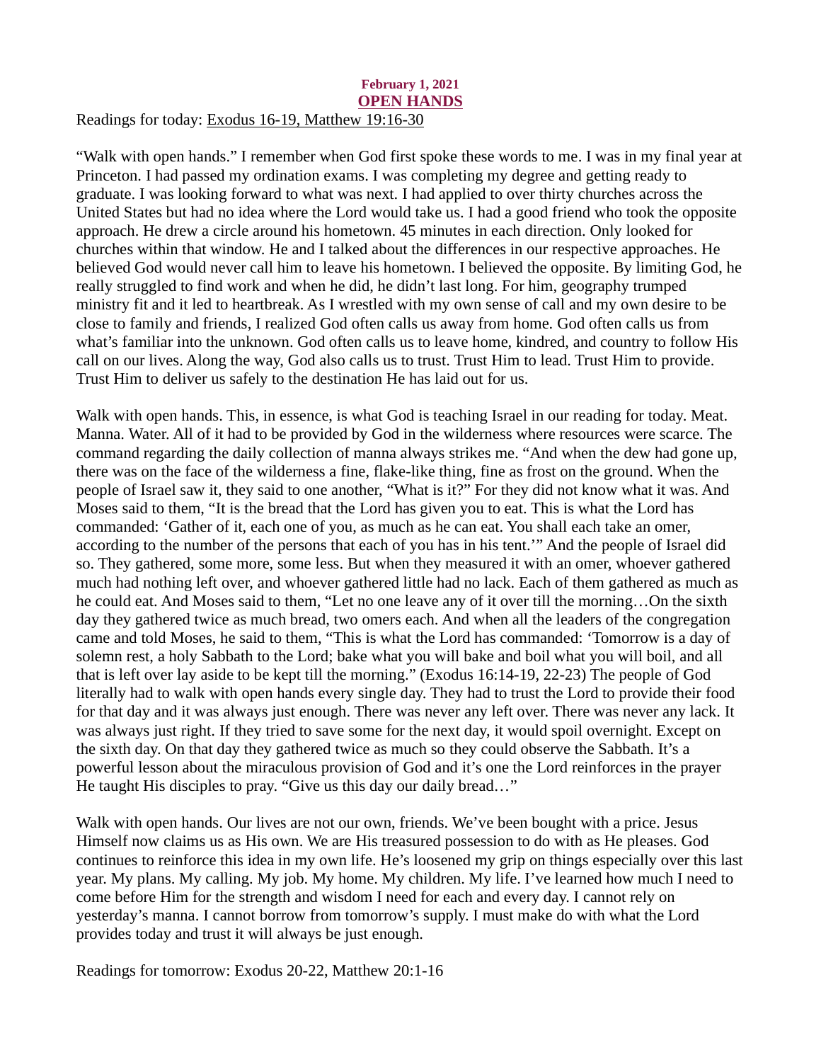**February 1, 2021**

## OPEN HANDS

Readings for today: Exodus 16-19, Matthew 19:16-30

"Walk with open hands." I remember when God first spoke these words to me. I was in my final year at Princeton. I had passed my ordination exams. I was completing my degree and getting ready to graduate. I was looking forward to what was next. I had applied to over thirty churches across the United States but had no idea where the Lord would take us. I had a good friend who took the opposite approach. He drew a circle around his hometown. 45 minutes in each direction. Only looked for churches within that window. He and I talked about the differences in our respective approaches. He believed God would never call him to leave his hometown. I believed the opposite. By limiting God, he really struggled to find work and when he did, he didn't last long. For him, geography trumped ministry fit and it led to heartbreak. As I wrestled with my own sense of call and my own desire to be close to family and friends, I realized God often calls us away from home. God often calls us from what's familiar into the unknown. God often calls us to leave home, kindred, and country to follow His call on our lives. Along the way, God also calls us to trust. Trust Him to lead. Trust Him to provide. Trust Him to deliver us safely to the destination He has laid out for us.

Walk with open hands. This, in essence, is what God is teaching Israel in our reading for today. Meat. Manna. Water. All of it had to be provided by God in the wilderness where resources were scarce. The command regarding the daily collection of manna always strikes me. "And when the dew had gone up, there was on the face of the wilderness a fine, flake-like thing, fine as frost on the ground. When the people of Israel saw it, they said to one another, "What is it?" For they did not know what it was. And Moses said to them, "It is the bread that the Lord has given you to eat. This is what the Lord has commanded: 'Gather of it, each one of you, as much as he can eat. You shall each take an omer, according to the number of the persons that each of you has in his tent.'" And the people of Israel did so. They gathered, some more, some less. But when they measured it with an omer, whoever gathered much had nothing left over, and whoever gathered little had no lack. Each of them gathered as much as he could eat. And Moses said to them, "Let no one leave any of it over till the morning…On the sixth day they gathered twice as much bread, two omers each. And when all the leaders of the congregation came and told Moses, he said to them, "This is what the Lord has commanded: 'Tomorrow is a day of solemn rest, a holy Sabbath to the Lord; bake what you will bake and boil what you will boil, and all that is left over lay aside to be kept till the morning." (Exodus 16:14-19, 22-23) The people of God literally had to walk with open hands every single day. They had to trust the Lord to provide their food for that day and it was always just enough. There was never any left over. There was never any lack. It was always just right. If they tried to save some for the next day, it would spoil overnight. Except on the sixth day. On that day they gathered twice as much so they could observe the Sabbath. It's a powerful lesson about the miraculous provision of God and it's one the Lord reinforces in the prayer He taught His disciples to pray. "Give us this day our daily bread…"

Walk with open hands. Our lives are not our own, friends. We've been bought with a price. Jesus Himself now claims us as His own. We are His treasured possession to do with as He pleases. God continues to reinforce this idea in my own life. He's loosened my grip on things especially over this last year. My plans. My calling. My job. My home. My children. My life. I've learned how much I need to come before Him for the strength and wisdom I need for each and every day. I cannot rely on yesterday's manna. I cannot borrow from tomorrow's supply. I must make do with what the Lord provides today and trust it will always be just enough.

Readings for tomorrow: Exodus 20-22, Matthew 20:1-16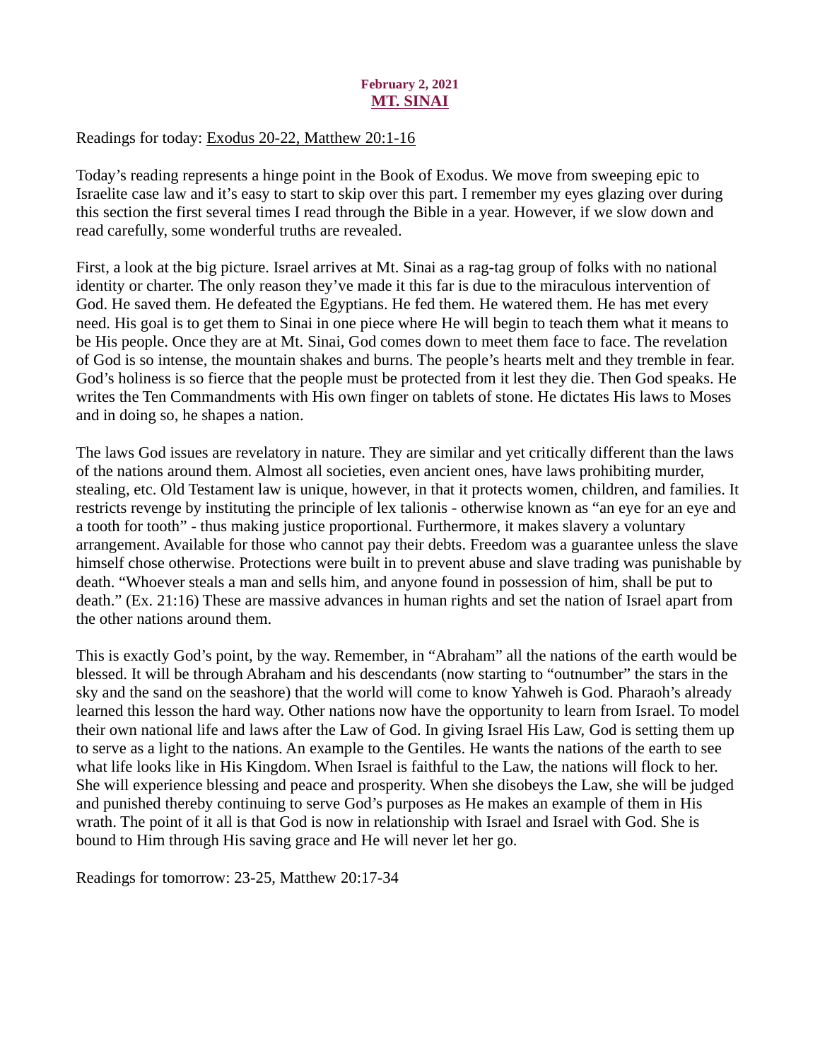**February 2, 2021**

# MT. SINAI

Readings for today: Exodus 20-22, Matthew 20:1-16

Today's reading represents a hinge point in the Book of Exodus. We move from sweeping epic to Israelite case law and it's easy to start to skip over this part. I remember my eyes glazing over during this section the first several times I read through the Bible in a year. However, if we slow down and read carefully, some wonderful truths are revealed.

First, a look at the big picture. Israel arrives at Mt. Sinai as a rag-tag group of folks with no national identity or charter. The only reason they've made it this far is due to the miraculous intervention of God. He saved them. He defeated the Egyptians. He fed them. He watered them. He has met every need. His goal is to get them to Sinai in one piece where He will begin to teach them what it means to be His people. Once they are at Mt. Sinai, God comes down to meet them face to face. The revelation of God is so intense, the mountain shakes and burns. The people's hearts melt and they tremble in fear. God's holiness is so fierce that the people must be protected from it lest they die. Then God speaks. He writes the Ten Commandments with His own finger on tablets of stone. He dictates His laws to Moses and in doing so, he shapes a nation.

The laws God issues are revelatory in nature. They are similar and yet critically different than the laws of the nations around them. Almost all societies, even ancient ones, have laws prohibiting murder, stealing, etc. Old Testament law is unique, however, in that it protects women, children, and families. It restricts revenge by instituting the principle of lex talionis - otherwise known as "an eye for an eye and a tooth for tooth" - thus making justice proportional. Furthermore, it makes slavery a voluntary arrangement. Available for those who cannot pay their debts. Freedom was a guarantee unless the slave himself chose otherwise. Protections were built in to prevent abuse and slave trading was punishable by death. "Whoever steals a man and sells him, and anyone found in possession of him, shall be put to death." (Ex. 21:16) These are massive advances in human rights and set the nation of Israel apart from the other nations around them.

This is exactly God's point, by the way. Remember, in "Abraham" all the nations of the earth would be blessed. It will be through Abraham and his descendants (now starting to "outnumber" the stars in the sky and the sand on the seashore) that the world will come to know Yahweh is God. Pharaoh's already learned this lesson the hard way. Other nations now have the opportunity to learn from Israel. To model their own national life and laws after the Law of God. In giving Israel His Law, God is setting them up to serve as a light to the nations. An example to the Gentiles. He wants the nations of the earth to see what life looks like in His Kingdom. When Israel is faithful to the Law, the nations will flock to her. She will experience blessing and peace and prosperity. When she disobeys the Law, she will be judged and punished thereby continuing to serve God's purposes as He makes an example of them in His wrath. The point of it all is that God is now in relationship with Israel and Israel with God. She is bound to Him through His saving grace and He will never let her go.

Readings for tomorrow: 23-25, Matthew 20:17-34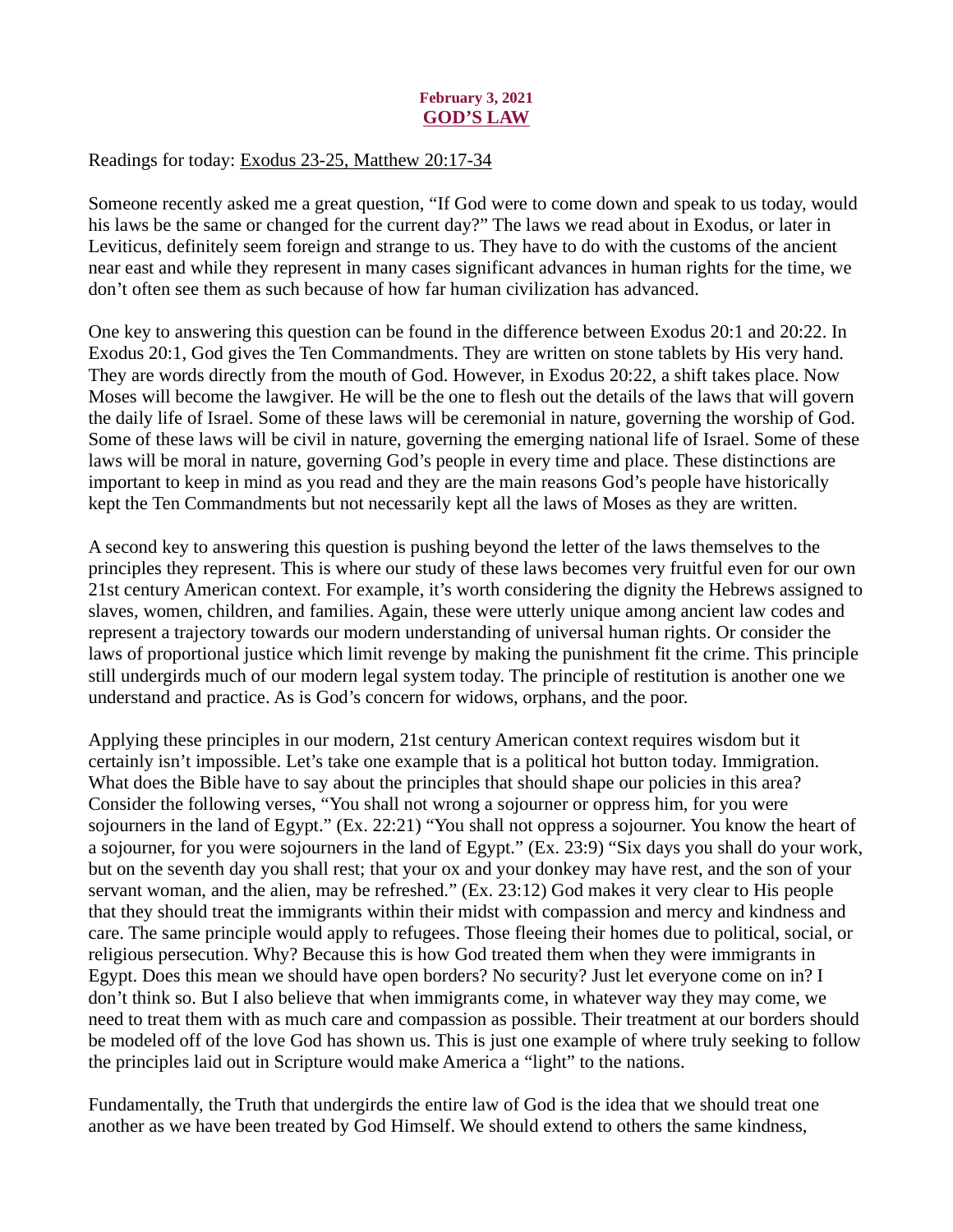**February 3, 2021**
## GOD'S LAW

Readings for today: Exodus 23-25, Matthew 20:17-34

Someone recently asked me a great question, "If God were to come down and speak to us today, would his laws be the same or changed for the current day?" The laws we read about in Exodus, or later in Leviticus, definitely seem foreign and strange to us. They have to do with the customs of the ancient near east and while they represent in many cases significant advances in human rights for the time, we don't often see them as such because of how far human civilization has advanced.

One key to answering this question can be found in the difference between Exodus 20:1 and 20:22. In Exodus 20:1, God gives the Ten Commandments. They are written on stone tablets by His very hand. They are words directly from the mouth of God. However, in Exodus 20:22, a shift takes place. Now Moses will become the lawgiver. He will be the one to flesh out the details of the laws that will govern the daily life of Israel. Some of these laws will be ceremonial in nature, governing the worship of God. Some of these laws will be civil in nature, governing the emerging national life of Israel. Some of these laws will be moral in nature, governing God's people in every time and place. These distinctions are important to keep in mind as you read and they are the main reasons God's people have historically kept the Ten Commandments but not necessarily kept all the laws of Moses as they are written.

A second key to answering this question is pushing beyond the letter of the laws themselves to the principles they represent. This is where our study of these laws becomes very fruitful even for our own 21st century American context. For example, it's worth considering the dignity the Hebrews assigned to slaves, women, children, and families. Again, these were utterly unique among ancient law codes and represent a trajectory towards our modern understanding of universal human rights. Or consider the laws of proportional justice which limit revenge by making the punishment fit the crime. This principle still undergirds much of our modern legal system today. The principle of restitution is another one we understand and practice. As is God's concern for widows, orphans, and the poor.

Applying these principles in our modern, 21st century American context requires wisdom but it certainly isn't impossible. Let's take one example that is a political hot button today. Immigration. What does the Bible have to say about the principles that should shape our policies in this area? Consider the following verses, "You shall not wrong a sojourner or oppress him, for you were sojourners in the land of Egypt." (Ex. 22:21) "You shall not oppress a sojourner. You know the heart of a sojourner, for you were sojourners in the land of Egypt." (Ex. 23:9) "Six days you shall do your work, but on the seventh day you shall rest; that your ox and your donkey may have rest, and the son of your servant woman, and the alien, may be refreshed." (Ex. 23:12) God makes it very clear to His people that they should treat the immigrants within their midst with compassion and mercy and kindness and care. The same principle would apply to refugees. Those fleeing their homes due to political, social, or religious persecution. Why? Because this is how God treated them when they were immigrants in Egypt. Does this mean we should have open borders? No security? Just let everyone come on in? I don't think so. But I also believe that when immigrants come, in whatever way they may come, we need to treat them with as much care and compassion as possible. Their treatment at our borders should be modeled off of the love God has shown us. This is just one example of where truly seeking to follow the principles laid out in Scripture would make America a "light" to the nations.

Fundamentally, the Truth that undergirds the entire law of God is the idea that we should treat one another as we have been treated by God Himself. We should extend to others the same kindness,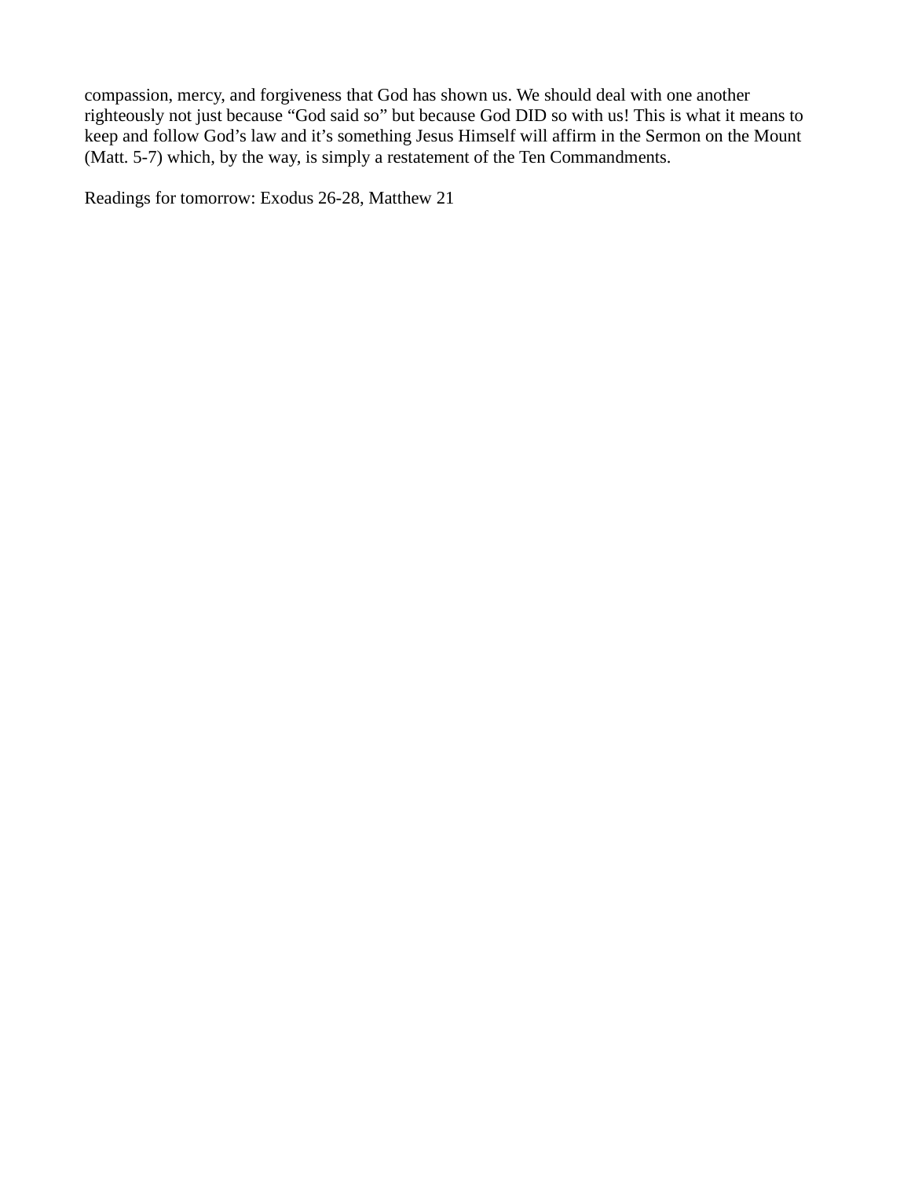compassion, mercy, and forgiveness that God has shown us. We should deal with one another righteously not just because "God said so" but because God DID so with us! This is what it means to keep and follow God's law and it's something Jesus Himself will affirm in the Sermon on the Mount (Matt. 5-7) which, by the way, is simply a restatement of the Ten Commandments.

Readings for tomorrow: Exodus 26-28, Matthew 21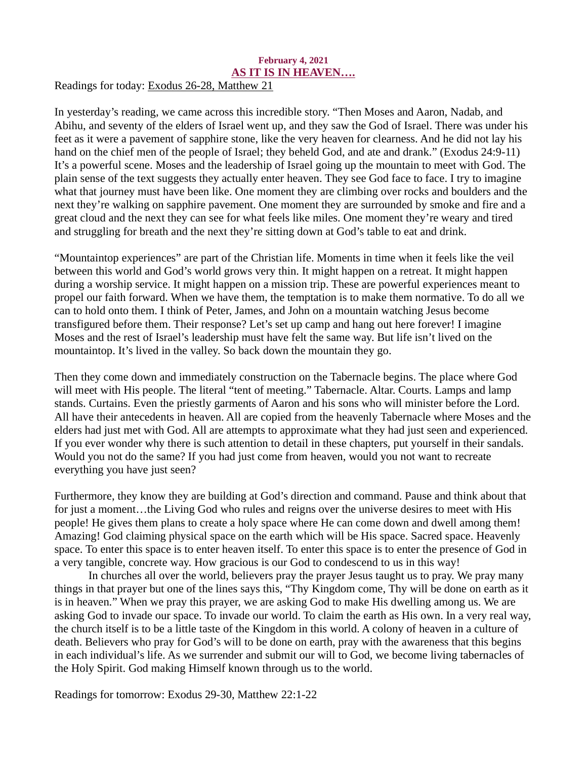**February 4, 2021**

## AS IT IS IN HEAVEN….

Readings for today: Exodus 26-28, Matthew 21

In yesterday's reading, we came across this incredible story. "Then Moses and Aaron, Nadab, and Abihu, and seventy of the elders of Israel went up, and they saw the God of Israel. There was under his feet as it were a pavement of sapphire stone, like the very heaven for clearness. And he did not lay his hand on the chief men of the people of Israel; they beheld God, and ate and drank." (Exodus 24:9-11) It's a powerful scene. Moses and the leadership of Israel going up the mountain to meet with God. The plain sense of the text suggests they actually enter heaven. They see God face to face. I try to imagine what that journey must have been like. One moment they are climbing over rocks and boulders and the next they're walking on sapphire pavement. One moment they are surrounded by smoke and fire and a great cloud and the next they can see for what feels like miles. One moment they're weary and tired and struggling for breath and the next they're sitting down at God's table to eat and drink.

"Mountaintop experiences" are part of the Christian life. Moments in time when it feels like the veil between this world and God's world grows very thin. It might happen on a retreat. It might happen during a worship service. It might happen on a mission trip. These are powerful experiences meant to propel our faith forward. When we have them, the temptation is to make them normative. To do all we can to hold onto them. I think of Peter, James, and John on a mountain watching Jesus become transfigured before them. Their response? Let's set up camp and hang out here forever! I imagine Moses and the rest of Israel's leadership must have felt the same way. But life isn't lived on the mountaintop. It's lived in the valley. So back down the mountain they go.

Then they come down and immediately construction on the Tabernacle begins. The place where God will meet with His people. The literal "tent of meeting." Tabernacle. Altar. Courts. Lamps and lamp stands. Curtains. Even the priestly garments of Aaron and his sons who will minister before the Lord. All have their antecedents in heaven. All are copied from the heavenly Tabernacle where Moses and the elders had just met with God. All are attempts to approximate what they had just seen and experienced. If you ever wonder why there is such attention to detail in these chapters, put yourself in their sandals. Would you not do the same? If you had just come from heaven, would you not want to recreate everything you have just seen?

Furthermore, they know they are building at God's direction and command. Pause and think about that for just a moment…the Living God who rules and reigns over the universe desires to meet with His people! He gives them plans to create a holy space where He can come down and dwell among them! Amazing! God claiming physical space on the earth which will be His space. Sacred space. Heavenly space. To enter this space is to enter heaven itself. To enter this space is to enter the presence of God in a very tangible, concrete way. How gracious is our God to condescend to us in this way!

In churches all over the world, believers pray the prayer Jesus taught us to pray. We pray many things in that prayer but one of the lines says this, "Thy Kingdom come, Thy will be done on earth as it is in heaven." When we pray this prayer, we are asking God to make His dwelling among us. We are asking God to invade our space. To invade our world. To claim the earth as His own. In a very real way, the church itself is to be a little taste of the Kingdom in this world. A colony of heaven in a culture of death. Believers who pray for God's will to be done on earth, pray with the awareness that this begins in each individual's life. As we surrender and submit our will to God, we become living tabernacles of the Holy Spirit. God making Himself known through us to the world.

Readings for tomorrow: Exodus 29-30, Matthew 22:1-22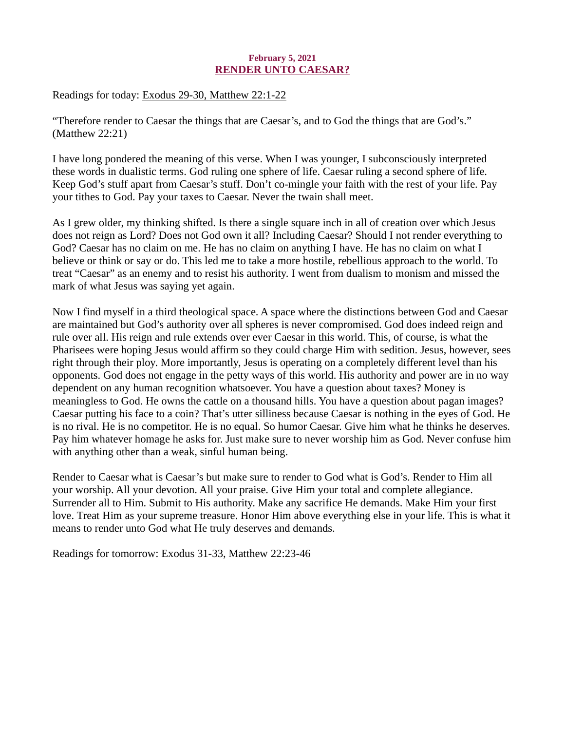**February 5, 2021**

## RENDER UNTO CAESAR?

Readings for today: Exodus 29-30, Matthew 22:1-22

"Therefore render to Caesar the things that are Caesar's, and to God the things that are God's." (Matthew 22:21)

I have long pondered the meaning of this verse. When I was younger, I subconsciously interpreted these words in dualistic terms. God ruling one sphere of life. Caesar ruling a second sphere of life. Keep God's stuff apart from Caesar's stuff. Don't co-mingle your faith with the rest of your life. Pay your tithes to God. Pay your taxes to Caesar. Never the twain shall meet.

As I grew older, my thinking shifted. Is there a single square inch in all of creation over which Jesus does not reign as Lord? Does not God own it all? Including Caesar? Should I not render everything to God? Caesar has no claim on me. He has no claim on anything I have. He has no claim on what I believe or think or say or do. This led me to take a more hostile, rebellious approach to the world. To treat "Caesar" as an enemy and to resist his authority. I went from dualism to monism and missed the mark of what Jesus was saying yet again.

Now I find myself in a third theological space. A space where the distinctions between God and Caesar are maintained but God's authority over all spheres is never compromised. God does indeed reign and rule over all. His reign and rule extends over ever Caesar in this world. This, of course, is what the Pharisees were hoping Jesus would affirm so they could charge Him with sedition. Jesus, however, sees right through their ploy. More importantly, Jesus is operating on a completely different level than his opponents. God does not engage in the petty ways of this world. His authority and power are in no way dependent on any human recognition whatsoever. You have a question about taxes? Money is meaningless to God. He owns the cattle on a thousand hills. You have a question about pagan images? Caesar putting his face to a coin? That's utter silliness because Caesar is nothing in the eyes of God. He is no rival. He is no competitor. He is no equal. So humor Caesar. Give him what he thinks he deserves. Pay him whatever homage he asks for. Just make sure to never worship him as God. Never confuse him with anything other than a weak, sinful human being.

Render to Caesar what is Caesar's but make sure to render to God what is God's. Render to Him all your worship. All your devotion. All your praise. Give Him your total and complete allegiance. Surrender all to Him. Submit to His authority. Make any sacrifice He demands. Make Him your first love. Treat Him as your supreme treasure. Honor Him above everything else in your life. This is what it means to render unto God what He truly deserves and demands.

Readings for tomorrow: Exodus 31-33, Matthew 22:23-46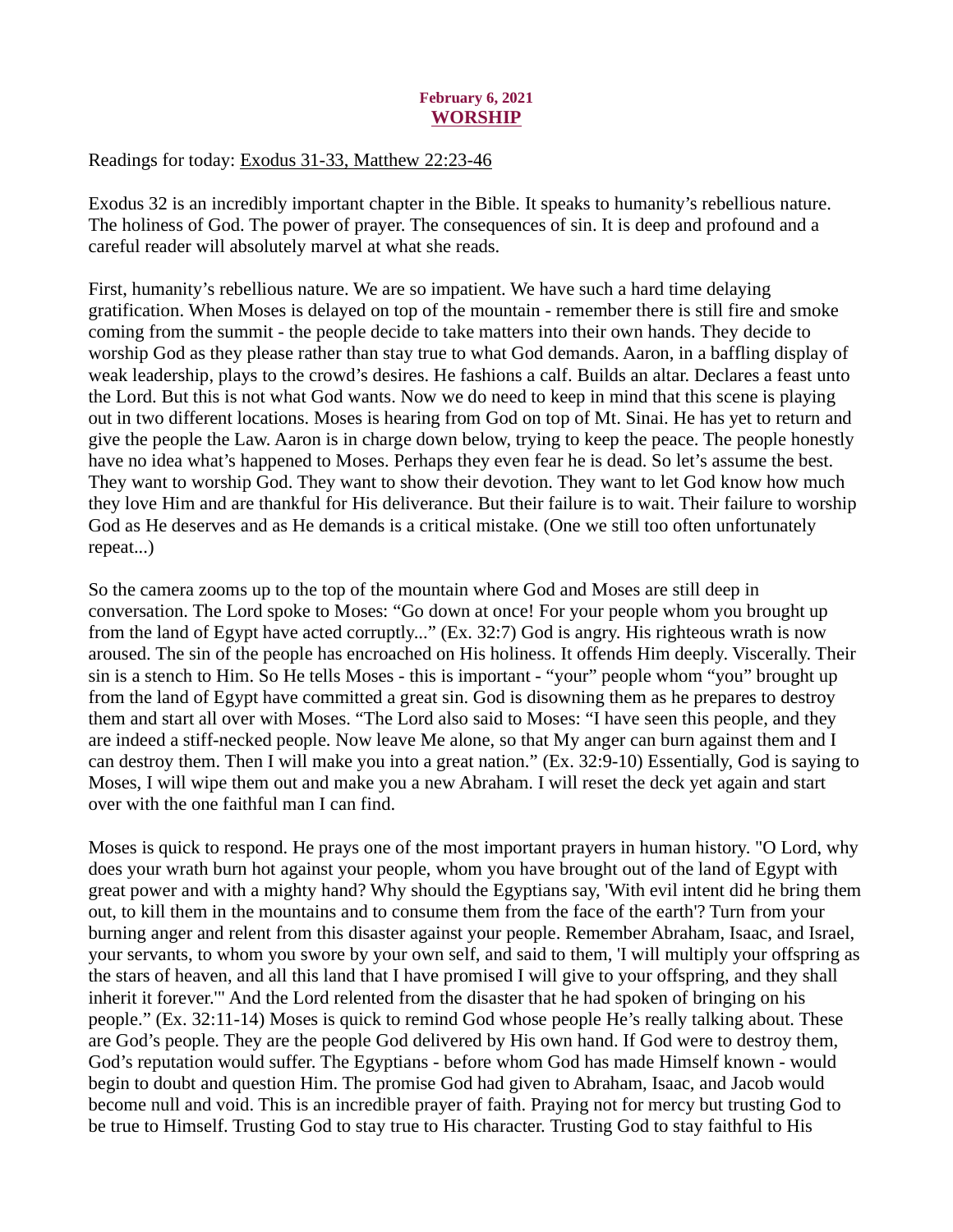February 6, 2021
## WORSHIP

Readings for today: Exodus 31-33, Matthew 22:23-46

Exodus 32 is an incredibly important chapter in the Bible. It speaks to humanity's rebellious nature. The holiness of God. The power of prayer. The consequences of sin. It is deep and profound and a careful reader will absolutely marvel at what she reads.

First, humanity's rebellious nature. We are so impatient. We have such a hard time delaying gratification. When Moses is delayed on top of the mountain - remember there is still fire and smoke coming from the summit - the people decide to take matters into their own hands. They decide to worship God as they please rather than stay true to what God demands. Aaron, in a baffling display of weak leadership, plays to the crowd's desires. He fashions a calf. Builds an altar. Declares a feast unto the Lord. But this is not what God wants. Now we do need to keep in mind that this scene is playing out in two different locations. Moses is hearing from God on top of Mt. Sinai. He has yet to return and give the people the Law. Aaron is in charge down below, trying to keep the peace. The people honestly have no idea what's happened to Moses. Perhaps they even fear he is dead. So let's assume the best. They want to worship God. They want to show their devotion. They want to let God know how much they love Him and are thankful for His deliverance. But their failure is to wait. Their failure to worship God as He deserves and as He demands is a critical mistake. (One we still too often unfortunately repeat...)

So the camera zooms up to the top of the mountain where God and Moses are still deep in conversation. The Lord spoke to Moses: "Go down at once! For your people whom you brought up from the land of Egypt have acted corruptly..." (Ex. 32:7) God is angry. His righteous wrath is now aroused. The sin of the people has encroached on His holiness. It offends Him deeply. Viscerally. Their sin is a stench to Him. So He tells Moses - this is important - "your" people whom "you" brought up from the land of Egypt have committed a great sin. God is disowning them as he prepares to destroy them and start all over with Moses. "The Lord also said to Moses: "I have seen this people, and they are indeed a stiff-necked people. Now leave Me alone, so that My anger can burn against them and I can destroy them. Then I will make you into a great nation." (Ex. 32:9-10) Essentially, God is saying to Moses, I will wipe them out and make you a new Abraham. I will reset the deck yet again and start over with the one faithful man I can find.

Moses is quick to respond. He prays one of the most important prayers in human history. "O Lord, why does your wrath burn hot against your people, whom you have brought out of the land of Egypt with great power and with a mighty hand? Why should the Egyptians say, 'With evil intent did he bring them out, to kill them in the mountains and to consume them from the face of the earth'? Turn from your burning anger and relent from this disaster against your people. Remember Abraham, Isaac, and Israel, your servants, to whom you swore by your own self, and said to them, 'I will multiply your offspring as the stars of heaven, and all this land that I have promised I will give to your offspring, and they shall inherit it forever.'" And the Lord relented from the disaster that he had spoken of bringing on his people." (Ex. 32:11-14) Moses is quick to remind God whose people He's really talking about. These are God's people. They are the people God delivered by His own hand. If God were to destroy them, God's reputation would suffer. The Egyptians - before whom God has made Himself known - would begin to doubt and question Him. The promise God had given to Abraham, Isaac, and Jacob would become null and void. This is an incredible prayer of faith. Praying not for mercy but trusting God to be true to Himself. Trusting God to stay true to His character. Trusting God to stay faithful to His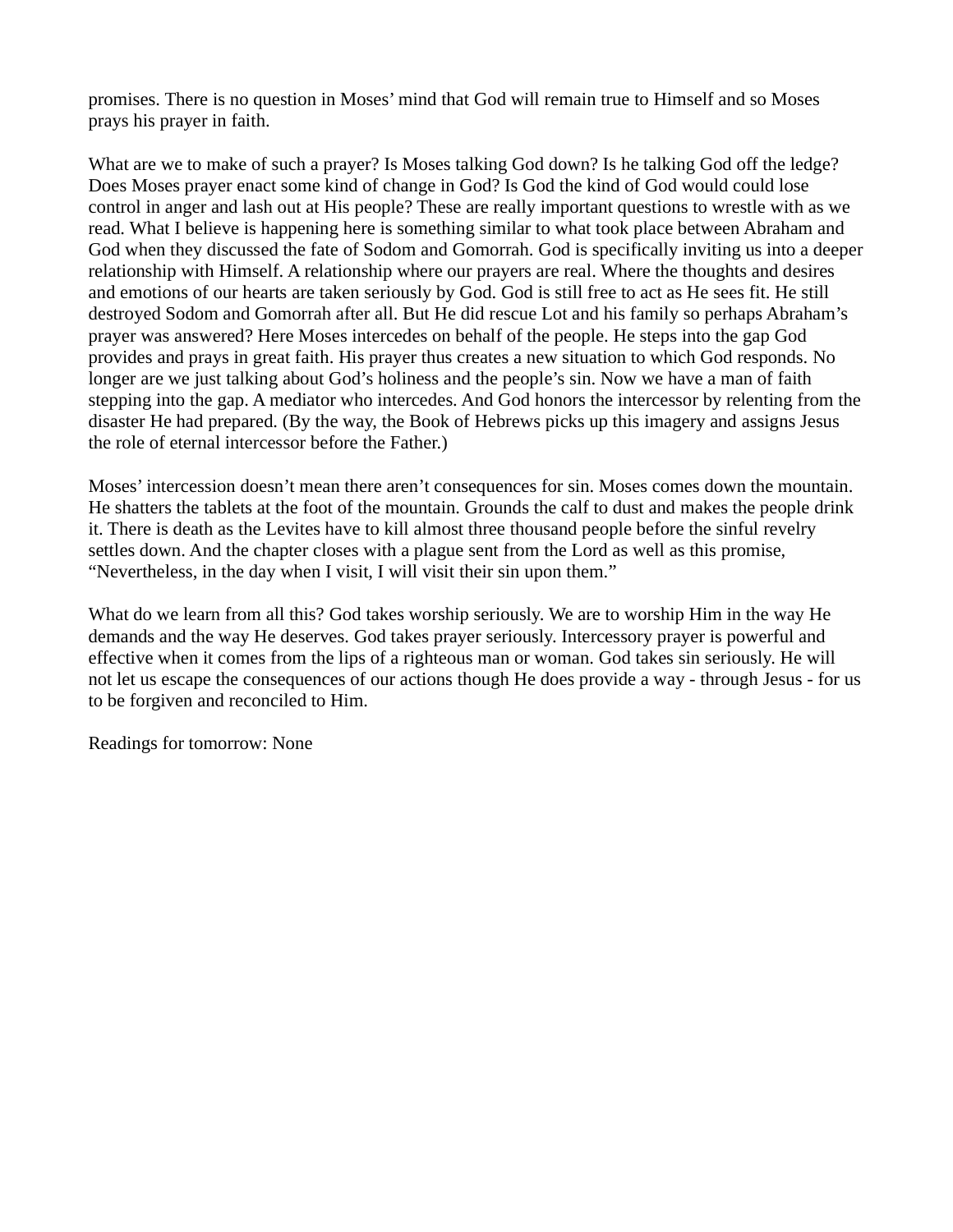promises. There is no question in Moses' mind that God will remain true to Himself and so Moses prays his prayer in faith.

What are we to make of such a prayer? Is Moses talking God down? Is he talking God off the ledge? Does Moses prayer enact some kind of change in God? Is God the kind of God would could lose control in anger and lash out at His people? These are really important questions to wrestle with as we read. What I believe is happening here is something similar to what took place between Abraham and God when they discussed the fate of Sodom and Gomorrah. God is specifically inviting us into a deeper relationship with Himself. A relationship where our prayers are real. Where the thoughts and desires and emotions of our hearts are taken seriously by God. God is still free to act as He sees fit. He still destroyed Sodom and Gomorrah after all. But He did rescue Lot and his family so perhaps Abraham's prayer was answered? Here Moses intercedes on behalf of the people. He steps into the gap God provides and prays in great faith. His prayer thus creates a new situation to which God responds. No longer are we just talking about God's holiness and the people's sin. Now we have a man of faith stepping into the gap. A mediator who intercedes. And God honors the intercessor by relenting from the disaster He had prepared. (By the way, the Book of Hebrews picks up this imagery and assigns Jesus the role of eternal intercessor before the Father.)

Moses' intercession doesn't mean there aren't consequences for sin. Moses comes down the mountain. He shatters the tablets at the foot of the mountain. Grounds the calf to dust and makes the people drink it. There is death as the Levites have to kill almost three thousand people before the sinful revelry settles down. And the chapter closes with a plague sent from the Lord as well as this promise, "Nevertheless, in the day when I visit, I will visit their sin upon them."

What do we learn from all this? God takes worship seriously. We are to worship Him in the way He demands and the way He deserves. God takes prayer seriously. Intercessory prayer is powerful and effective when it comes from the lips of a righteous man or woman. God takes sin seriously. He will not let us escape the consequences of our actions though He does provide a way - through Jesus - for us to be forgiven and reconciled to Him.

Readings for tomorrow: None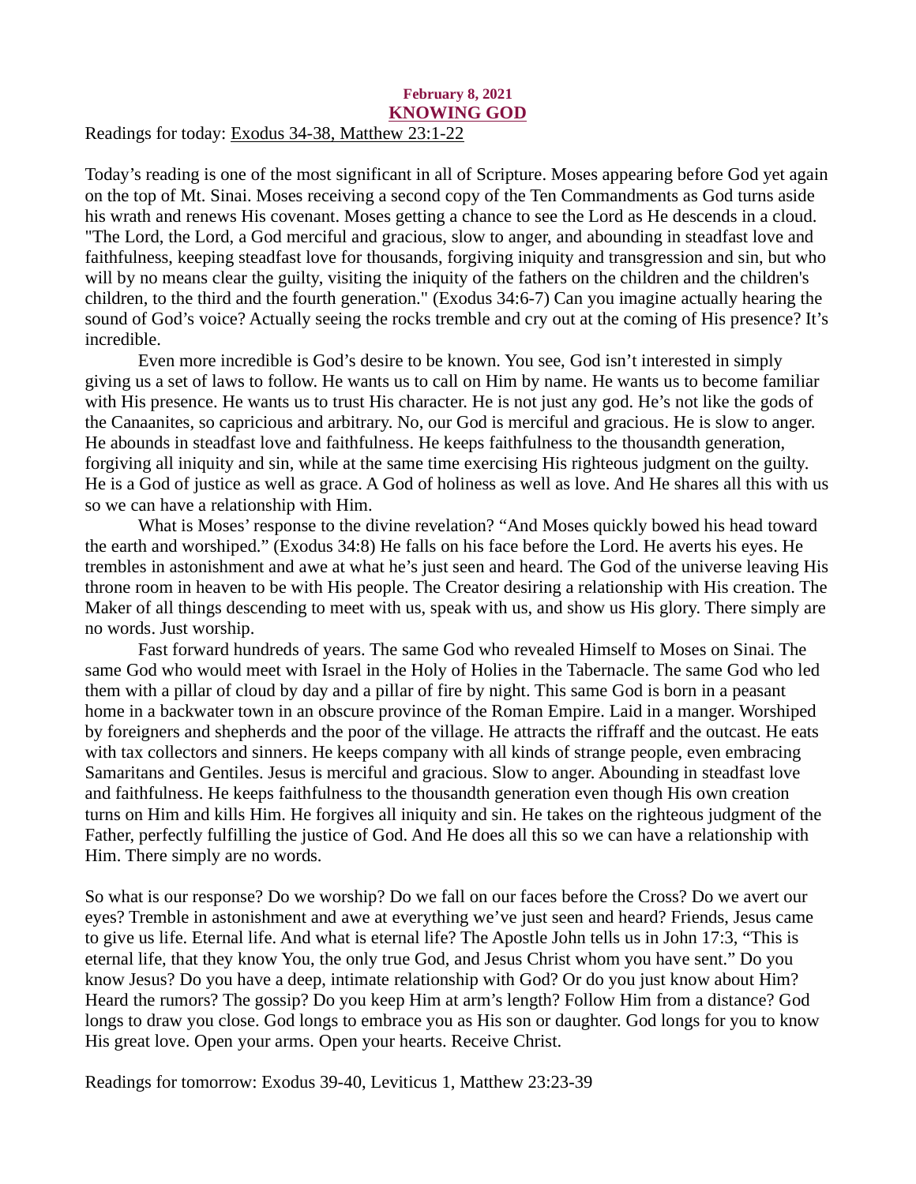**February 8, 2021**

## KNOWING GOD

Readings for today: Exodus 34-38, Matthew 23:1-22

Today's reading is one of the most significant in all of Scripture. Moses appearing before God yet again on the top of Mt. Sinai. Moses receiving a second copy of the Ten Commandments as God turns aside his wrath and renews His covenant. Moses getting a chance to see the Lord as He descends in a cloud. "The Lord, the Lord, a God merciful and gracious, slow to anger, and abounding in steadfast love and faithfulness, keeping steadfast love for thousands, forgiving iniquity and transgression and sin, but who will by no means clear the guilty, visiting the iniquity of the fathers on the children and the children's children, to the third and the fourth generation." (Exodus 34:6-7) Can you imagine actually hearing the sound of God's voice? Actually seeing the rocks tremble and cry out at the coming of His presence? It's incredible.

Even more incredible is God's desire to be known. You see, God isn't interested in simply giving us a set of laws to follow. He wants us to call on Him by name. He wants us to become familiar with His presence. He wants us to trust His character. He is not just any god. He's not like the gods of the Canaanites, so capricious and arbitrary. No, our God is merciful and gracious. He is slow to anger. He abounds in steadfast love and faithfulness. He keeps faithfulness to the thousandth generation, forgiving all iniquity and sin, while at the same time exercising His righteous judgment on the guilty. He is a God of justice as well as grace. A God of holiness as well as love. And He shares all this with us so we can have a relationship with Him.

What is Moses' response to the divine revelation? "And Moses quickly bowed his head toward the earth and worshiped." (Exodus 34:8) He falls on his face before the Lord. He averts his eyes. He trembles in astonishment and awe at what he's just seen and heard. The God of the universe leaving His throne room in heaven to be with His people. The Creator desiring a relationship with His creation. The Maker of all things descending to meet with us, speak with us, and show us His glory. There simply are no words. Just worship.

Fast forward hundreds of years. The same God who revealed Himself to Moses on Sinai. The same God who would meet with Israel in the Holy of Holies in the Tabernacle. The same God who led them with a pillar of cloud by day and a pillar of fire by night. This same God is born in a peasant home in a backwater town in an obscure province of the Roman Empire. Laid in a manger. Worshiped by foreigners and shepherds and the poor of the village. He attracts the riffraff and the outcast. He eats with tax collectors and sinners. He keeps company with all kinds of strange people, even embracing Samaritans and Gentiles. Jesus is merciful and gracious. Slow to anger. Abounding in steadfast love and faithfulness. He keeps faithfulness to the thousandth generation even though His own creation turns on Him and kills Him. He forgives all iniquity and sin. He takes on the righteous judgment of the Father, perfectly fulfilling the justice of God. And He does all this so we can have a relationship with Him. There simply are no words.

So what is our response? Do we worship? Do we fall on our faces before the Cross? Do we avert our eyes? Tremble in astonishment and awe at everything we've just seen and heard? Friends, Jesus came to give us life. Eternal life. And what is eternal life? The Apostle John tells us in John 17:3, "This is eternal life, that they know You, the only true God, and Jesus Christ whom you have sent." Do you know Jesus? Do you have a deep, intimate relationship with God? Or do you just know about Him? Heard the rumors? The gossip? Do you keep Him at arm's length? Follow Him from a distance? God longs to draw you close. God longs to embrace you as His son or daughter. God longs for you to know His great love. Open your arms. Open your hearts. Receive Christ.

Readings for tomorrow: Exodus 39-40, Leviticus 1, Matthew 23:23-39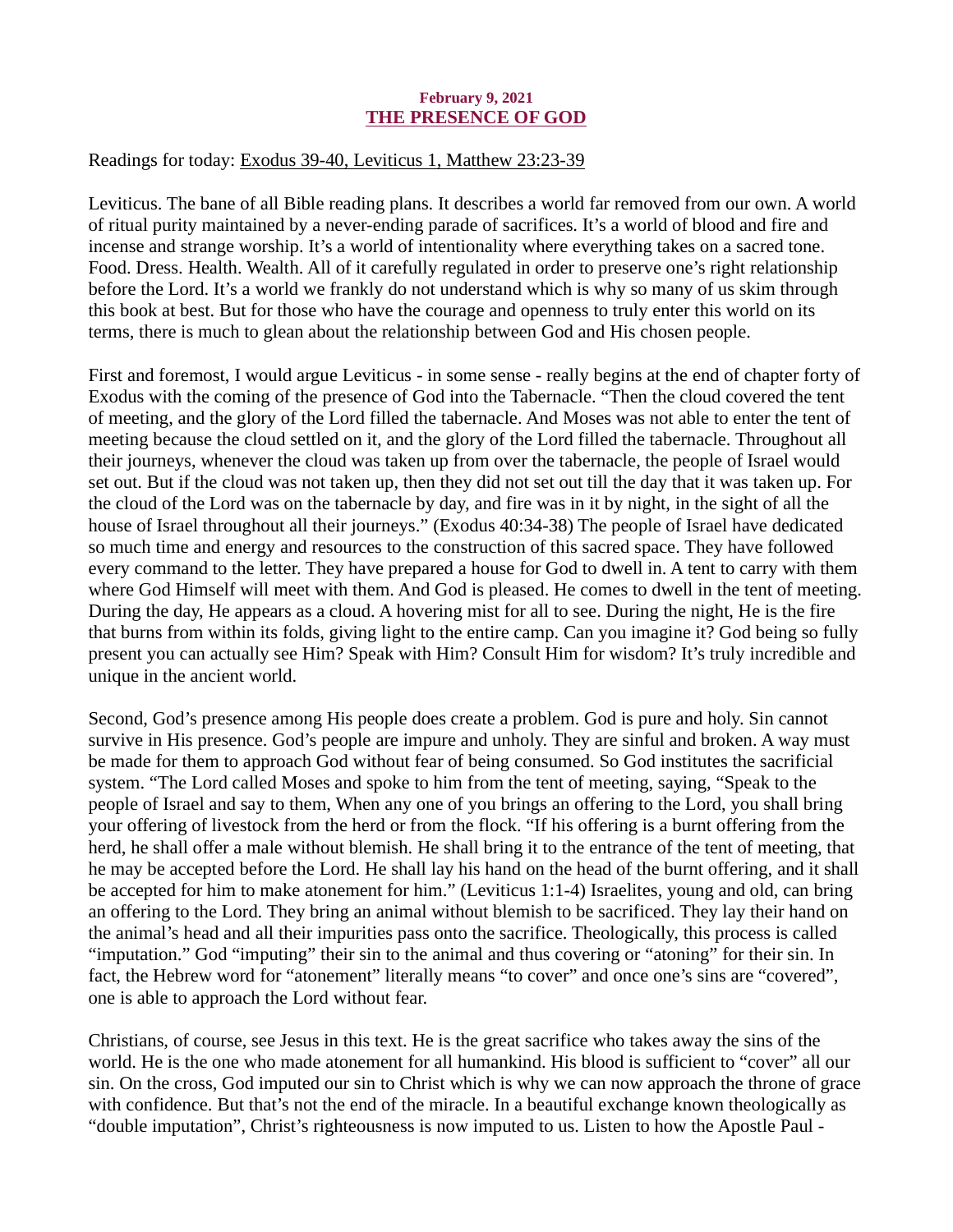**February 9, 2021**

## THE PRESENCE OF GOD

Readings for today: Exodus 39-40, Leviticus 1, Matthew 23:23-39

Leviticus. The bane of all Bible reading plans. It describes a world far removed from our own. A world of ritual purity maintained by a never-ending parade of sacrifices. It's a world of blood and fire and incense and strange worship. It's a world of intentionality where everything takes on a sacred tone. Food. Dress. Health. Wealth. All of it carefully regulated in order to preserve one's right relationship before the Lord. It's a world we frankly do not understand which is why so many of us skim through this book at best. But for those who have the courage and openness to truly enter this world on its terms, there is much to glean about the relationship between God and His chosen people.

First and foremost, I would argue Leviticus - in some sense - really begins at the end of chapter forty of Exodus with the coming of the presence of God into the Tabernacle. "Then the cloud covered the tent of meeting, and the glory of the Lord filled the tabernacle. And Moses was not able to enter the tent of meeting because the cloud settled on it, and the glory of the Lord filled the tabernacle. Throughout all their journeys, whenever the cloud was taken up from over the tabernacle, the people of Israel would set out. But if the cloud was not taken up, then they did not set out till the day that it was taken up. For the cloud of the Lord was on the tabernacle by day, and fire was in it by night, in the sight of all the house of Israel throughout all their journeys." (Exodus 40:34-38) The people of Israel have dedicated so much time and energy and resources to the construction of this sacred space. They have followed every command to the letter. They have prepared a house for God to dwell in. A tent to carry with them where God Himself will meet with them. And God is pleased. He comes to dwell in the tent of meeting. During the day, He appears as a cloud. A hovering mist for all to see. During the night, He is the fire that burns from within its folds, giving light to the entire camp. Can you imagine it? God being so fully present you can actually see Him? Speak with Him? Consult Him for wisdom? It's truly incredible and unique in the ancient world.

Second, God's presence among His people does create a problem. God is pure and holy. Sin cannot survive in His presence. God's people are impure and unholy. They are sinful and broken. A way must be made for them to approach God without fear of being consumed. So God institutes the sacrificial system. "The Lord called Moses and spoke to him from the tent of meeting, saying, "Speak to the people of Israel and say to them, When any one of you brings an offering to the Lord, you shall bring your offering of livestock from the herd or from the flock. "If his offering is a burnt offering from the herd, he shall offer a male without blemish. He shall bring it to the entrance of the tent of meeting, that he may be accepted before the Lord. He shall lay his hand on the head of the burnt offering, and it shall be accepted for him to make atonement for him." (Leviticus 1:1-4) Israelites, young and old, can bring an offering to the Lord. They bring an animal without blemish to be sacrificed. They lay their hand on the animal's head and all their impurities pass onto the sacrifice. Theologically, this process is called "imputation." God "imputing" their sin to the animal and thus covering or "atoning" for their sin. In fact, the Hebrew word for "atonement" literally means "to cover" and once one's sins are "covered", one is able to approach the Lord without fear.

Christians, of course, see Jesus in this text. He is the great sacrifice who takes away the sins of the world. He is the one who made atonement for all humankind. His blood is sufficient to "cover" all our sin. On the cross, God imputed our sin to Christ which is why we can now approach the throne of grace with confidence. But that's not the end of the miracle. In a beautiful exchange known theologically as "double imputation", Christ's righteousness is now imputed to us. Listen to how the Apostle Paul -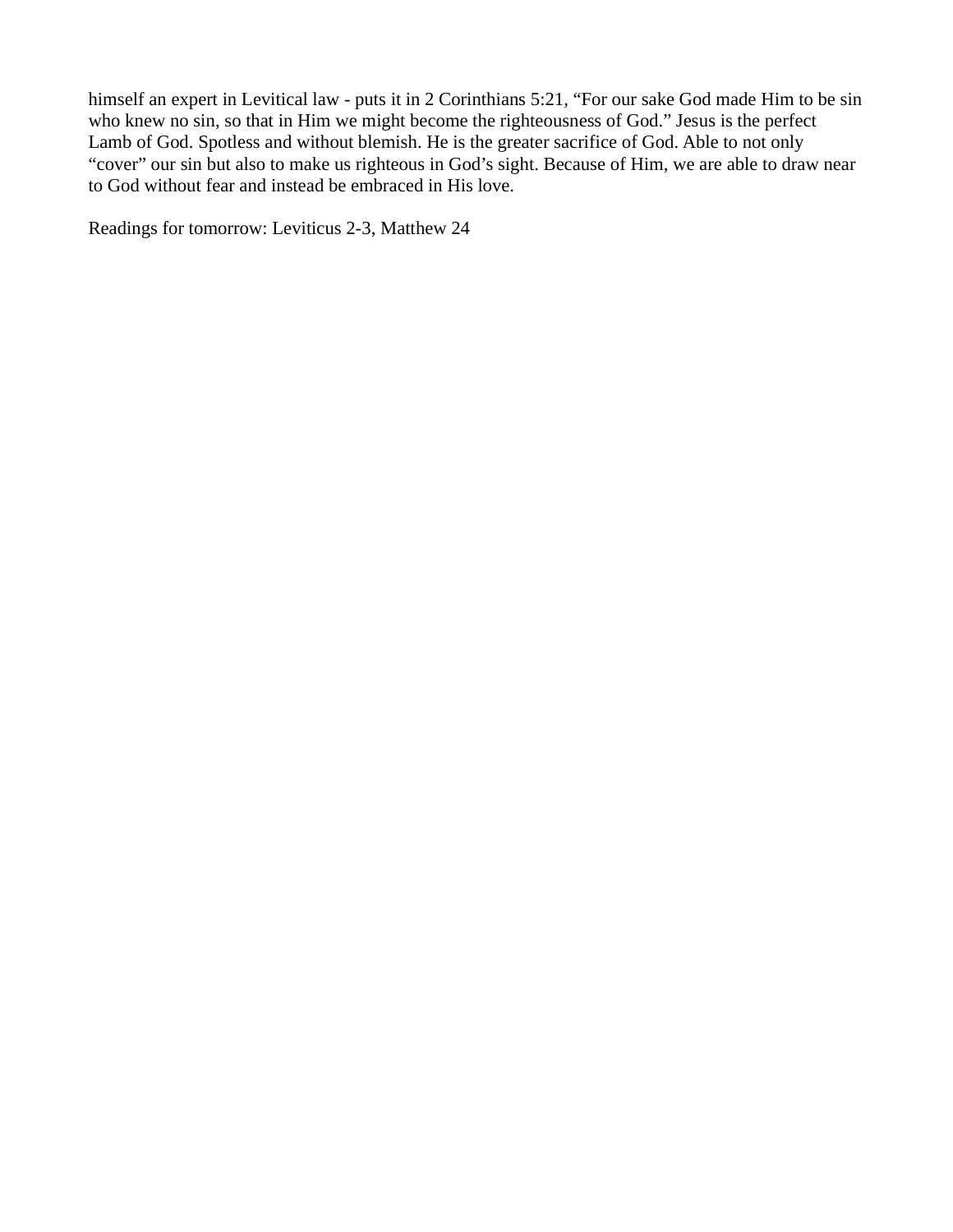himself an expert in Levitical law - puts it in 2 Corinthians 5:21, “For our sake God made Him to be sin who knew no sin, so that in Him we might become the righteousness of God.” Jesus is the perfect Lamb of God. Spotless and without blemish. He is the greater sacrifice of God. Able to not only “cover” our sin but also to make us righteous in God’s sight. Because of Him, we are able to draw near to God without fear and instead be embraced in His love.

Readings for tomorrow: Leviticus 2-3, Matthew 24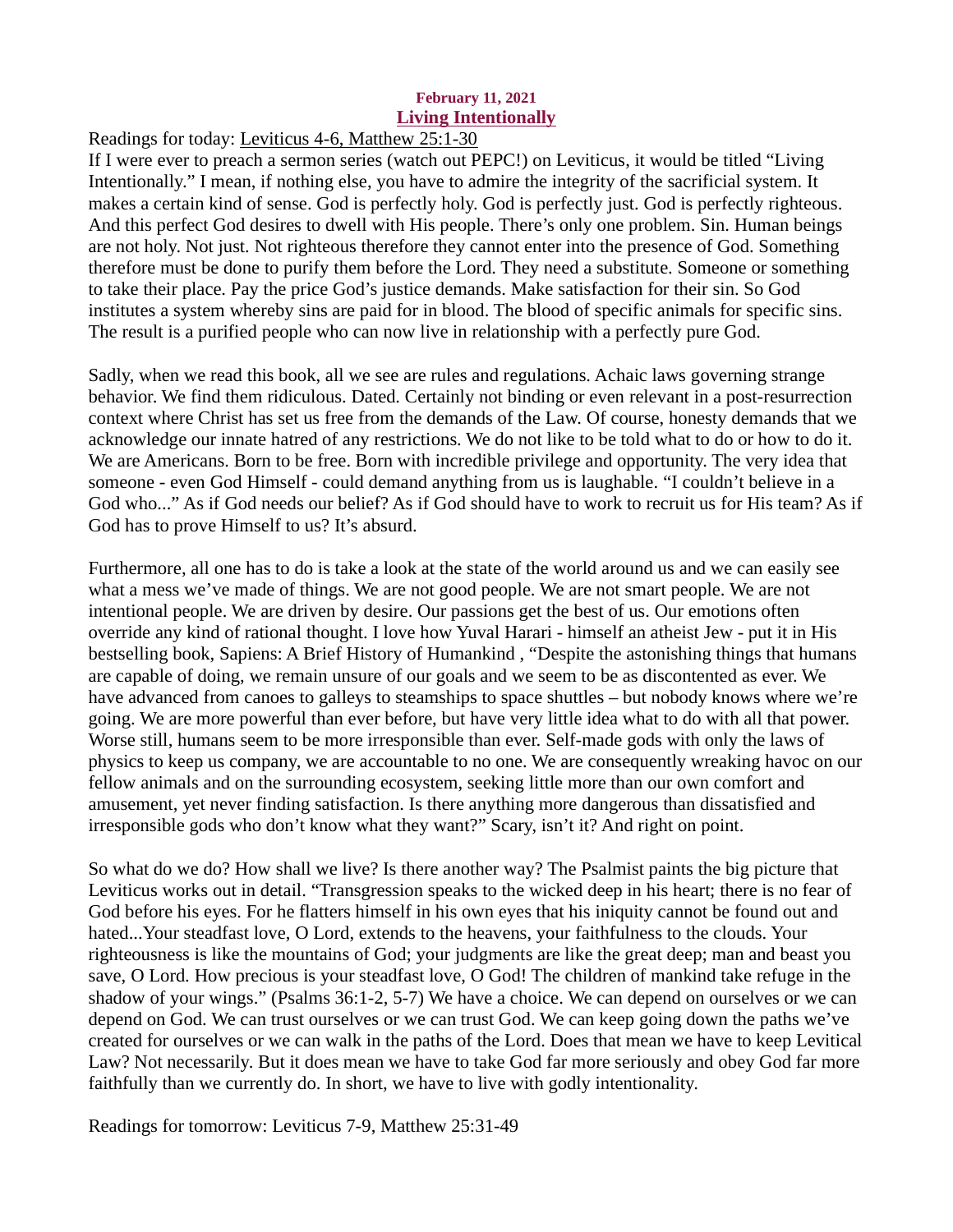**February 11, 2021**

## Living Intentionally

Readings for today: Leviticus 4-6, Matthew 25:1-30

If I were ever to preach a sermon series (watch out PEPC!) on Leviticus, it would be titled "Living Intentionally." I mean, if nothing else, you have to admire the integrity of the sacrificial system. It makes a certain kind of sense. God is perfectly holy. God is perfectly just. God is perfectly righteous. And this perfect God desires to dwell with His people. There's only one problem. Sin. Human beings are not holy. Not just. Not righteous therefore they cannot enter into the presence of God. Something therefore must be done to purify them before the Lord. They need a substitute. Someone or something to take their place. Pay the price God's justice demands. Make satisfaction for their sin. So God institutes a system whereby sins are paid for in blood. The blood of specific animals for specific sins. The result is a purified people who can now live in relationship with a perfectly pure God.

Sadly, when we read this book, all we see are rules and regulations. Achaic laws governing strange behavior. We find them ridiculous. Dated. Certainly not binding or even relevant in a post-resurrection context where Christ has set us free from the demands of the Law. Of course, honesty demands that we acknowledge our innate hatred of any restrictions. We do not like to be told what to do or how to do it. We are Americans. Born to be free. Born with incredible privilege and opportunity. The very idea that someone - even God Himself - could demand anything from us is laughable. "I couldn't believe in a God who..." As if God needs our belief? As if God should have to work to recruit us for His team? As if God has to prove Himself to us? It's absurd.

Furthermore, all one has to do is take a look at the state of the world around us and we can easily see what a mess we've made of things. We are not good people. We are not smart people. We are not intentional people. We are driven by desire. Our passions get the best of us. Our emotions often override any kind of rational thought. I love how Yuval Harari - himself an atheist Jew - put it in His bestselling book, Sapiens: A Brief History of Humankind , "Despite the astonishing things that humans are capable of doing, we remain unsure of our goals and we seem to be as discontented as ever. We have advanced from canoes to galleys to steamships to space shuttles – but nobody knows where we're going. We are more powerful than ever before, but have very little idea what to do with all that power. Worse still, humans seem to be more irresponsible than ever. Self-made gods with only the laws of physics to keep us company, we are accountable to no one. We are consequently wreaking havoc on our fellow animals and on the surrounding ecosystem, seeking little more than our own comfort and amusement, yet never finding satisfaction. Is there anything more dangerous than dissatisfied and irresponsible gods who don't know what they want?" Scary, isn't it? And right on point.

So what do we do? How shall we live? Is there another way? The Psalmist paints the big picture that Leviticus works out in detail. "Transgression speaks to the wicked deep in his heart; there is no fear of God before his eyes. For he flatters himself in his own eyes that his iniquity cannot be found out and hated...Your steadfast love, O Lord, extends to the heavens, your faithfulness to the clouds. Your righteousness is like the mountains of God; your judgments are like the great deep; man and beast you save, O Lord. How precious is your steadfast love, O God! The children of mankind take refuge in the shadow of your wings." (Psalms 36:1-2, 5-7) We have a choice. We can depend on ourselves or we can depend on God. We can trust ourselves or we can trust God. We can keep going down the paths we've created for ourselves or we can walk in the paths of the Lord. Does that mean we have to keep Levitical Law? Not necessarily. But it does mean we have to take God far more seriously and obey God far more faithfully than we currently do. In short, we have to live with godly intentionality.

Readings for tomorrow: Leviticus 7-9, Matthew 25:31-49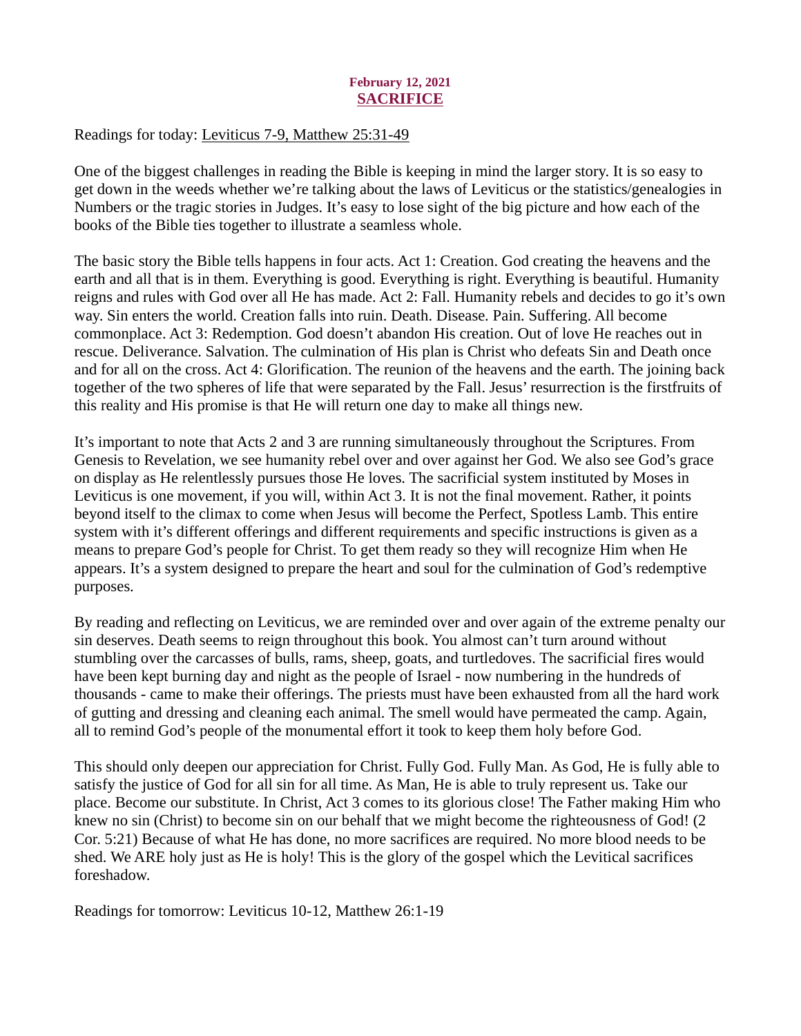**February 12, 2021**

## SACRIFICE

Readings for today: Leviticus 7-9, Matthew 25:31-49

One of the biggest challenges in reading the Bible is keeping in mind the larger story. It is so easy to get down in the weeds whether we're talking about the laws of Leviticus or the statistics/genealogies in Numbers or the tragic stories in Judges. It's easy to lose sight of the big picture and how each of the books of the Bible ties together to illustrate a seamless whole.

The basic story the Bible tells happens in four acts. Act 1: Creation. God creating the heavens and the earth and all that is in them. Everything is good. Everything is right. Everything is beautiful. Humanity reigns and rules with God over all He has made. Act 2: Fall. Humanity rebels and decides to go it's own way. Sin enters the world. Creation falls into ruin. Death. Disease. Pain. Suffering. All become commonplace. Act 3: Redemption. God doesn't abandon His creation. Out of love He reaches out in rescue. Deliverance. Salvation. The culmination of His plan is Christ who defeats Sin and Death once and for all on the cross. Act 4: Glorification. The reunion of the heavens and the earth. The joining back together of the two spheres of life that were separated by the Fall. Jesus' resurrection is the firstfruits of this reality and His promise is that He will return one day to make all things new.

It's important to note that Acts 2 and 3 are running simultaneously throughout the Scriptures. From Genesis to Revelation, we see humanity rebel over and over against her God. We also see God's grace on display as He relentlessly pursues those He loves. The sacrificial system instituted by Moses in Leviticus is one movement, if you will, within Act 3. It is not the final movement. Rather, it points beyond itself to the climax to come when Jesus will become the Perfect, Spotless Lamb. This entire system with it's different offerings and different requirements and specific instructions is given as a means to prepare God's people for Christ. To get them ready so they will recognize Him when He appears. It's a system designed to prepare the heart and soul for the culmination of God's redemptive purposes.

By reading and reflecting on Leviticus, we are reminded over and over again of the extreme penalty our sin deserves. Death seems to reign throughout this book. You almost can't turn around without stumbling over the carcasses of bulls, rams, sheep, goats, and turtledoves. The sacrificial fires would have been kept burning day and night as the people of Israel - now numbering in the hundreds of thousands - came to make their offerings. The priests must have been exhausted from all the hard work of gutting and dressing and cleaning each animal. The smell would have permeated the camp. Again, all to remind God's people of the monumental effort it took to keep them holy before God.

This should only deepen our appreciation for Christ. Fully God. Fully Man. As God, He is fully able to satisfy the justice of God for all sin for all time. As Man, He is able to truly represent us. Take our place. Become our substitute. In Christ, Act 3 comes to its glorious close! The Father making Him who knew no sin (Christ) to become sin on our behalf that we might become the righteousness of God! (2 Cor. 5:21) Because of what He has done, no more sacrifices are required. No more blood needs to be shed. We ARE holy just as He is holy! This is the glory of the gospel which the Levitical sacrifices foreshadow.

Readings for tomorrow: Leviticus 10-12, Matthew 26:1-19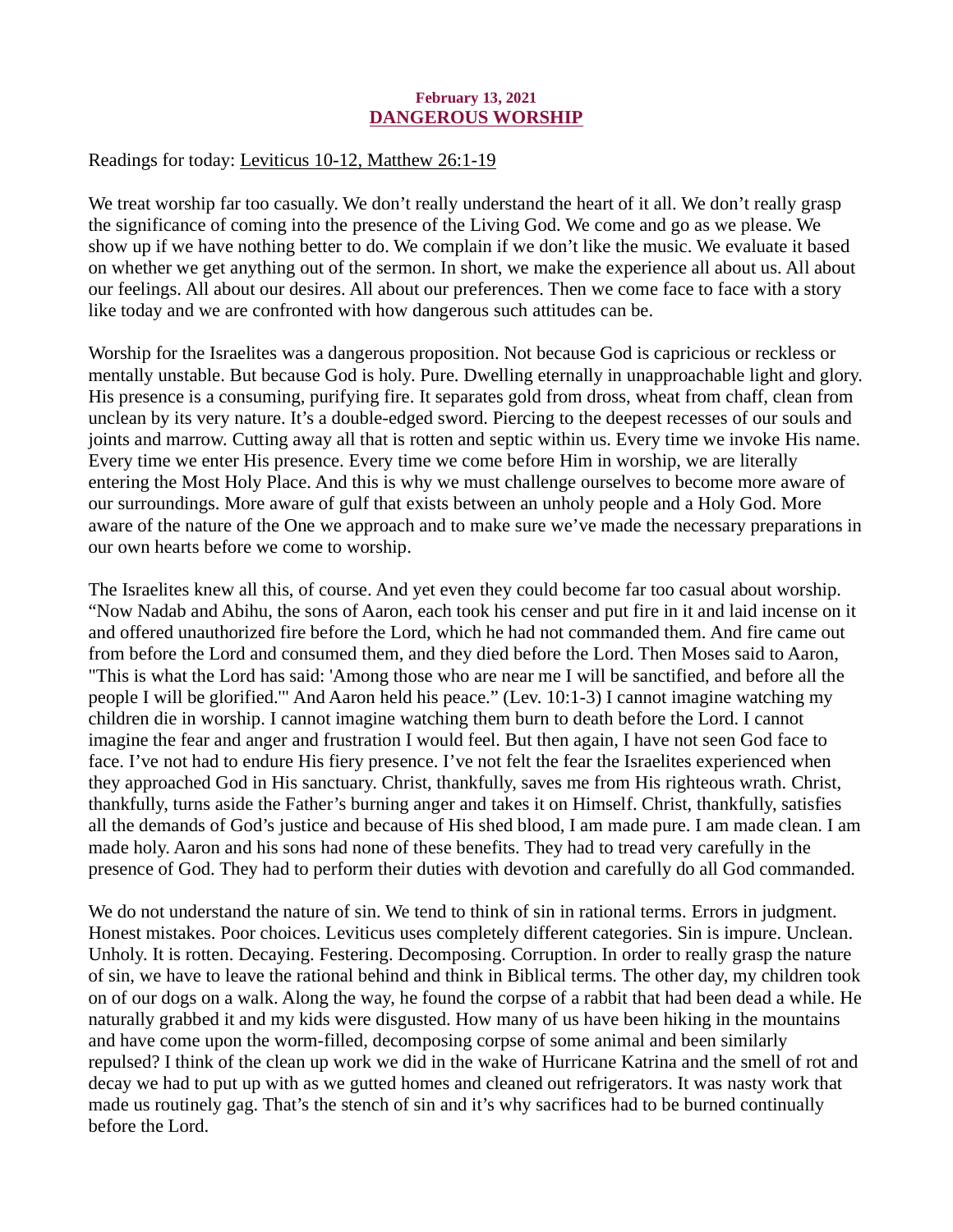**February 13, 2021**
## DANGEROUS WORSHIP

Readings for today: Leviticus 10-12, Matthew 26:1-19

We treat worship far too casually. We don't really understand the heart of it all. We don't really grasp the significance of coming into the presence of the Living God. We come and go as we please. We show up if we have nothing better to do. We complain if we don't like the music. We evaluate it based on whether we get anything out of the sermon. In short, we make the experience all about us. All about our feelings. All about our desires. All about our preferences. Then we come face to face with a story like today and we are confronted with how dangerous such attitudes can be.

Worship for the Israelites was a dangerous proposition. Not because God is capricious or reckless or mentally unstable. But because God is holy. Pure. Dwelling eternally in unapproachable light and glory. His presence is a consuming, purifying fire. It separates gold from dross, wheat from chaff, clean from unclean by its very nature. It's a double-edged sword. Piercing to the deepest recesses of our souls and joints and marrow. Cutting away all that is rotten and septic within us. Every time we invoke His name. Every time we enter His presence. Every time we come before Him in worship, we are literally entering the Most Holy Place. And this is why we must challenge ourselves to become more aware of our surroundings. More aware of gulf that exists between an unholy people and a Holy God. More aware of the nature of the One we approach and to make sure we've made the necessary preparations in our own hearts before we come to worship.

The Israelites knew all this, of course. And yet even they could become far too casual about worship. "Now Nadab and Abihu, the sons of Aaron, each took his censer and put fire in it and laid incense on it and offered unauthorized fire before the Lord, which he had not commanded them. And fire came out from before the Lord and consumed them, and they died before the Lord. Then Moses said to Aaron, "This is what the Lord has said: 'Among those who are near me I will be sanctified, and before all the people I will be glorified.'" And Aaron held his peace." (Lev. 10:1-3) I cannot imagine watching my children die in worship. I cannot imagine watching them burn to death before the Lord. I cannot imagine the fear and anger and frustration I would feel. But then again, I have not seen God face to face. I've not had to endure His fiery presence. I've not felt the fear the Israelites experienced when they approached God in His sanctuary. Christ, thankfully, saves me from His righteous wrath. Christ, thankfully, turns aside the Father's burning anger and takes it on Himself. Christ, thankfully, satisfies all the demands of God's justice and because of His shed blood, I am made pure. I am made clean. I am made holy. Aaron and his sons had none of these benefits. They had to tread very carefully in the presence of God. They had to perform their duties with devotion and carefully do all God commanded.

We do not understand the nature of sin. We tend to think of sin in rational terms. Errors in judgment. Honest mistakes. Poor choices. Leviticus uses completely different categories. Sin is impure. Unclean. Unholy. It is rotten. Decaying. Festering. Decomposing. Corruption. In order to really grasp the nature of sin, we have to leave the rational behind and think in Biblical terms. The other day, my children took on of our dogs on a walk. Along the way, he found the corpse of a rabbit that had been dead a while. He naturally grabbed it and my kids were disgusted. How many of us have been hiking in the mountains and have come upon the worm-filled, decomposing corpse of some animal and been similarly repulsed? I think of the clean up work we did in the wake of Hurricane Katrina and the smell of rot and decay we had to put up with as we gutted homes and cleaned out refrigerators. It was nasty work that made us routinely gag. That's the stench of sin and it's why sacrifices had to be burned continually before the Lord.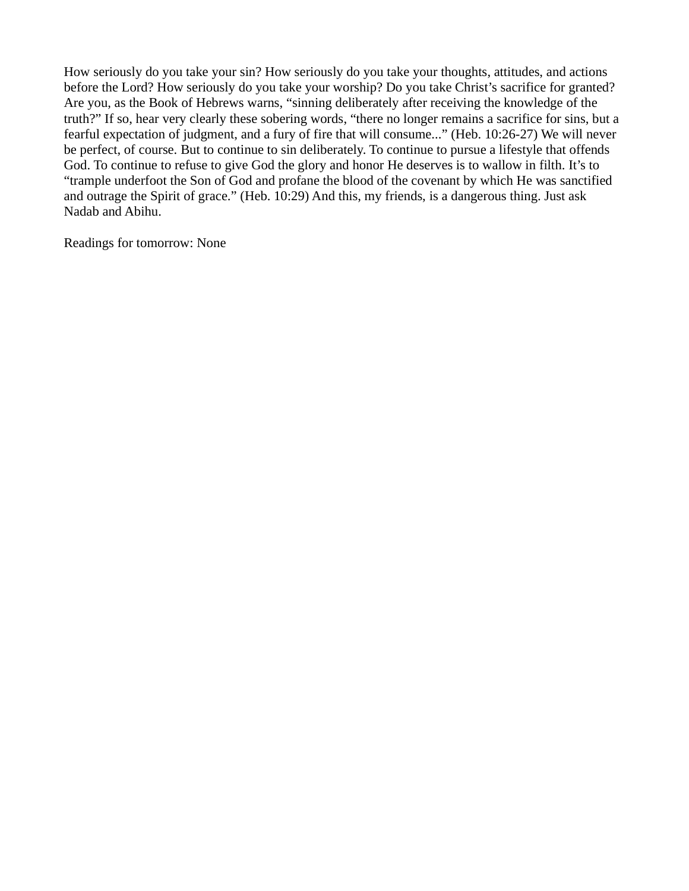How seriously do you take your sin? How seriously do you take your thoughts, attitudes, and actions before the Lord? How seriously do you take your worship? Do you take Christ's sacrifice for granted? Are you, as the Book of Hebrews warns, "sinning deliberately after receiving the knowledge of the truth?" If so, hear very clearly these sobering words, "there no longer remains a sacrifice for sins, but a fearful expectation of judgment, and a fury of fire that will consume..." (Heb. 10:26-27) We will never be perfect, of course. But to continue to sin deliberately. To continue to pursue a lifestyle that offends God. To continue to refuse to give God the glory and honor He deserves is to wallow in filth. It's to "trample underfoot the Son of God and profane the blood of the covenant by which He was sanctified and outrage the Spirit of grace." (Heb. 10:29) And this, my friends, is a dangerous thing. Just ask Nadab and Abihu.

Readings for tomorrow: None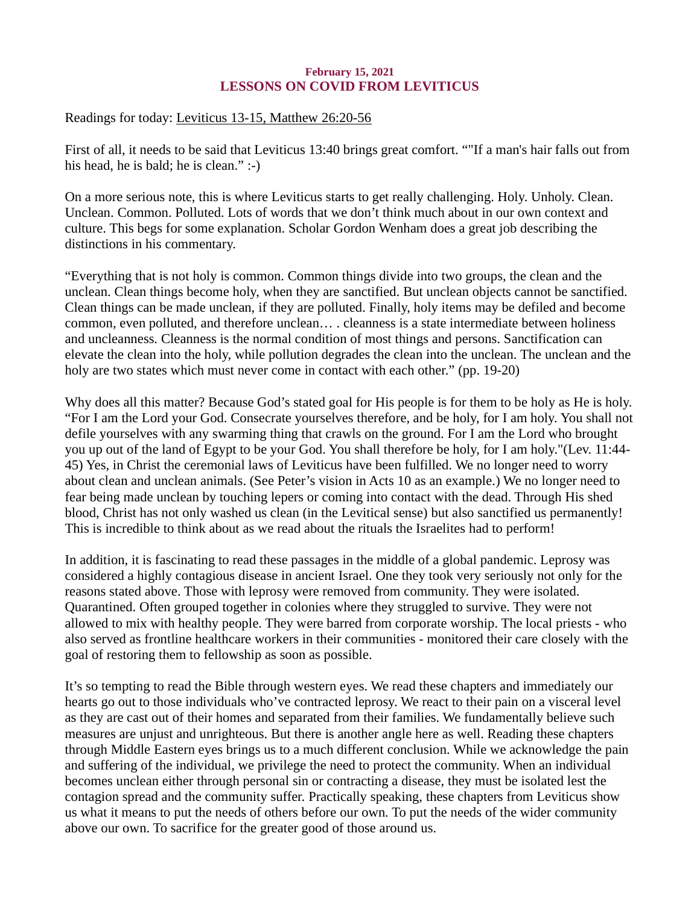**February 15, 2021**
## LESSONS ON COVID FROM LEVITICUS

Readings for today: Leviticus 13-15, Matthew 26:20-56

First of all, it needs to be said that Leviticus 13:40 brings great comfort. “"If a man's hair falls out from his head, he is bald; he is clean.” :-)

On a more serious note, this is where Leviticus starts to get really challenging. Holy. Unholy. Clean. Unclean. Common. Polluted. Lots of words that we don’t think much about in our own context and culture. This begs for some explanation. Scholar Gordon Wenham does a great job describing the distinctions in his commentary.

“Everything that is not holy is common. Common things divide into two groups, the clean and the unclean. Clean things become holy, when they are sanctified. But unclean objects cannot be sanctified. Clean things can be made unclean, if they are polluted. Finally, holy items may be defiled and become common, even polluted, and therefore unclean… . cleanness is a state intermediate between holiness and uncleanness. Cleanness is the normal condition of most things and persons. Sanctification can elevate the clean into the holy, while pollution degrades the clean into the unclean. The unclean and the holy are two states which must never come in contact with each other.” (pp. 19-20)

Why does all this matter? Because God’s stated goal for His people is for them to be holy as He is holy. “For I am the Lord your God. Consecrate yourselves therefore, and be holy, for I am holy. You shall not defile yourselves with any swarming thing that crawls on the ground. For I am the Lord who brought you up out of the land of Egypt to be your God. You shall therefore be holy, for I am holy."(Lev. 11:44-45) Yes, in Christ the ceremonial laws of Leviticus have been fulfilled. We no longer need to worry about clean and unclean animals. (See Peter’s vision in Acts 10 as an example.) We no longer need to fear being made unclean by touching lepers or coming into contact with the dead. Through His shed blood, Christ has not only washed us clean (in the Levitical sense) but also sanctified us permanently! This is incredible to think about as we read about the rituals the Israelites had to perform!

In addition, it is fascinating to read these passages in the middle of a global pandemic. Leprosy was considered a highly contagious disease in ancient Israel. One they took very seriously not only for the reasons stated above. Those with leprosy were removed from community. They were isolated. Quarantined. Often grouped together in colonies where they struggled to survive. They were not allowed to mix with healthy people. They were barred from corporate worship. The local priests - who also served as frontline healthcare workers in their communities - monitored their care closely with the goal of restoring them to fellowship as soon as possible.

It’s so tempting to read the Bible through western eyes. We read these chapters and immediately our hearts go out to those individuals who’ve contracted leprosy. We react to their pain on a visceral level as they are cast out of their homes and separated from their families. We fundamentally believe such measures are unjust and unrighteous. But there is another angle here as well. Reading these chapters through Middle Eastern eyes brings us to a much different conclusion. While we acknowledge the pain and suffering of the individual, we privilege the need to protect the community. When an individual becomes unclean either through personal sin or contracting a disease, they must be isolated lest the contagion spread and the community suffer. Practically speaking, these chapters from Leviticus show us what it means to put the needs of others before our own. To put the needs of the wider community above our own. To sacrifice for the greater good of those around us.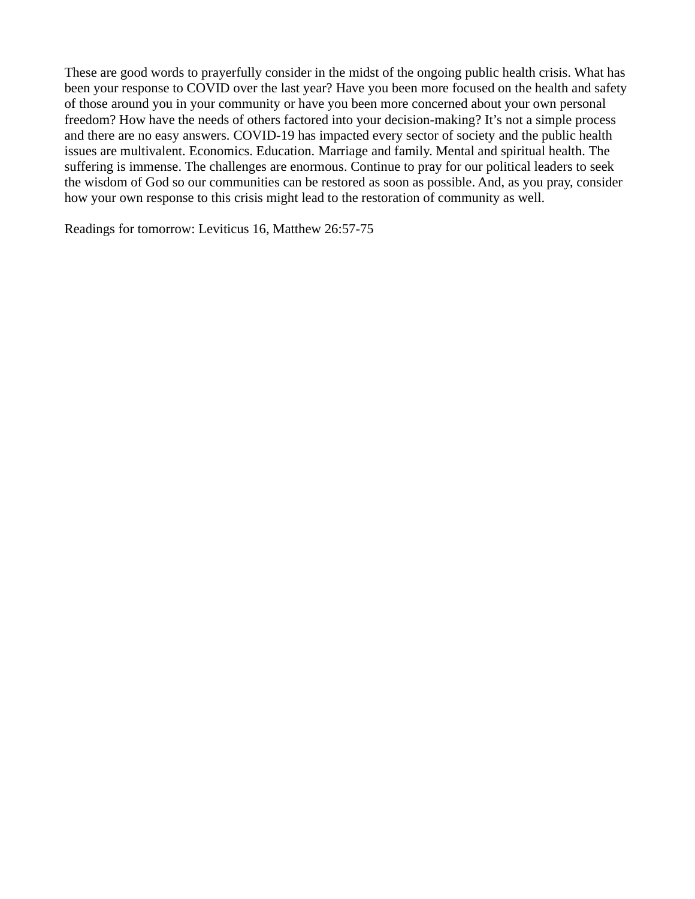These are good words to prayerfully consider in the midst of the ongoing public health crisis. What has been your response to COVID over the last year? Have you been more focused on the health and safety of those around you in your community or have you been more concerned about your own personal freedom? How have the needs of others factored into your decision-making? It's not a simple process and there are no easy answers. COVID-19 has impacted every sector of society and the public health issues are multivalent. Economics. Education. Marriage and family. Mental and spiritual health. The suffering is immense. The challenges are enormous. Continue to pray for our political leaders to seek the wisdom of God so our communities can be restored as soon as possible. And, as you pray, consider how your own response to this crisis might lead to the restoration of community as well.

Readings for tomorrow: Leviticus 16, Matthew 26:57-75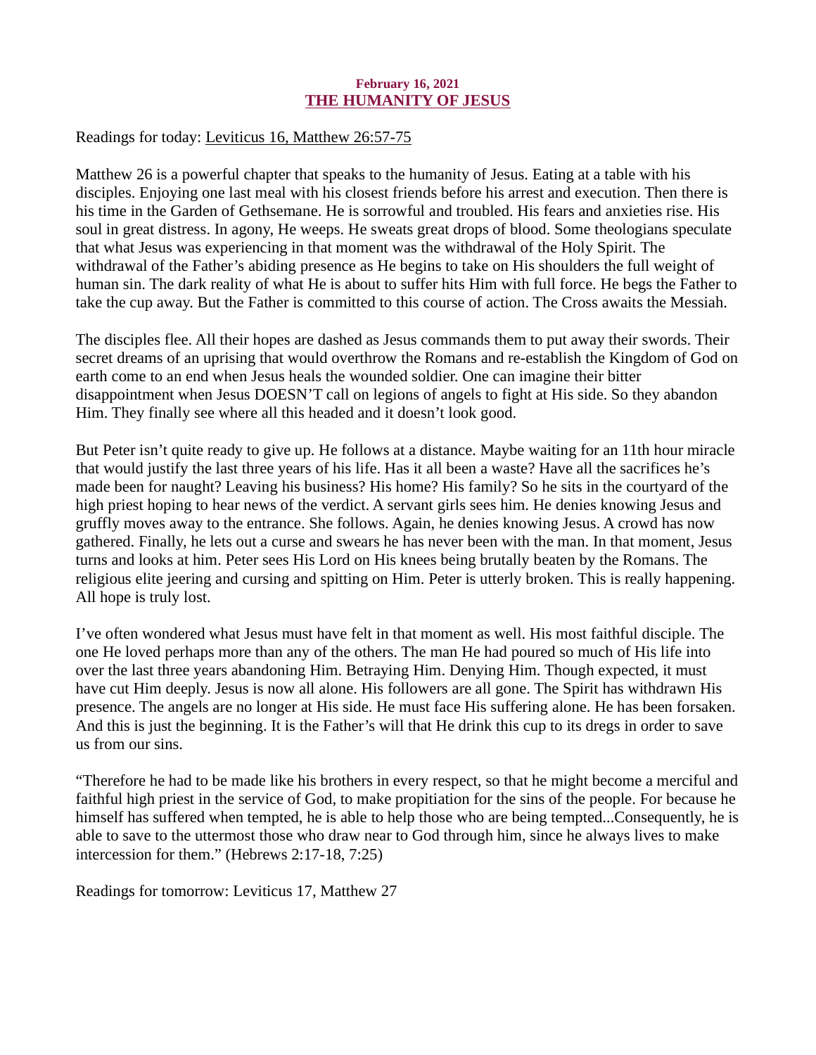**February 16, 2021**

## THE HUMANITY OF JESUS

Readings for today: Leviticus 16, Matthew 26:57-75

Matthew 26 is a powerful chapter that speaks to the humanity of Jesus. Eating at a table with his disciples. Enjoying one last meal with his closest friends before his arrest and execution. Then there is his time in the Garden of Gethsemane. He is sorrowful and troubled. His fears and anxieties rise. His soul in great distress. In agony, He weeps. He sweats great drops of blood. Some theologians speculate that what Jesus was experiencing in that moment was the withdrawal of the Holy Spirit. The withdrawal of the Father's abiding presence as He begins to take on His shoulders the full weight of human sin. The dark reality of what He is about to suffer hits Him with full force. He begs the Father to take the cup away. But the Father is committed to this course of action. The Cross awaits the Messiah.

The disciples flee. All their hopes are dashed as Jesus commands them to put away their swords. Their secret dreams of an uprising that would overthrow the Romans and re-establish the Kingdom of God on earth come to an end when Jesus heals the wounded soldier. One can imagine their bitter disappointment when Jesus DOESN'T call on legions of angels to fight at His side. So they abandon Him. They finally see where all this headed and it doesn't look good.

But Peter isn't quite ready to give up. He follows at a distance. Maybe waiting for an 11th hour miracle that would justify the last three years of his life. Has it all been a waste? Have all the sacrifices he's made been for naught? Leaving his business? His home? His family? So he sits in the courtyard of the high priest hoping to hear news of the verdict. A servant girls sees him. He denies knowing Jesus and gruffly moves away to the entrance. She follows. Again, he denies knowing Jesus. A crowd has now gathered. Finally, he lets out a curse and swears he has never been with the man. In that moment, Jesus turns and looks at him. Peter sees His Lord on His knees being brutally beaten by the Romans. The religious elite jeering and cursing and spitting on Him. Peter is utterly broken. This is really happening. All hope is truly lost.

I've often wondered what Jesus must have felt in that moment as well. His most faithful disciple. The one He loved perhaps more than any of the others. The man He had poured so much of His life into over the last three years abandoning Him. Betraying Him. Denying Him. Though expected, it must have cut Him deeply. Jesus is now all alone. His followers are all gone. The Spirit has withdrawn His presence. The angels are no longer at His side. He must face His suffering alone. He has been forsaken. And this is just the beginning. It is the Father's will that He drink this cup to its dregs in order to save us from our sins.

"Therefore he had to be made like his brothers in every respect, so that he might become a merciful and faithful high priest in the service of God, to make propitiation for the sins of the people. For because he himself has suffered when tempted, he is able to help those who are being tempted...Consequently, he is able to save to the uttermost those who draw near to God through him, since he always lives to make intercession for them." (Hebrews 2:17-18, 7:25)

Readings for tomorrow: Leviticus 17, Matthew 27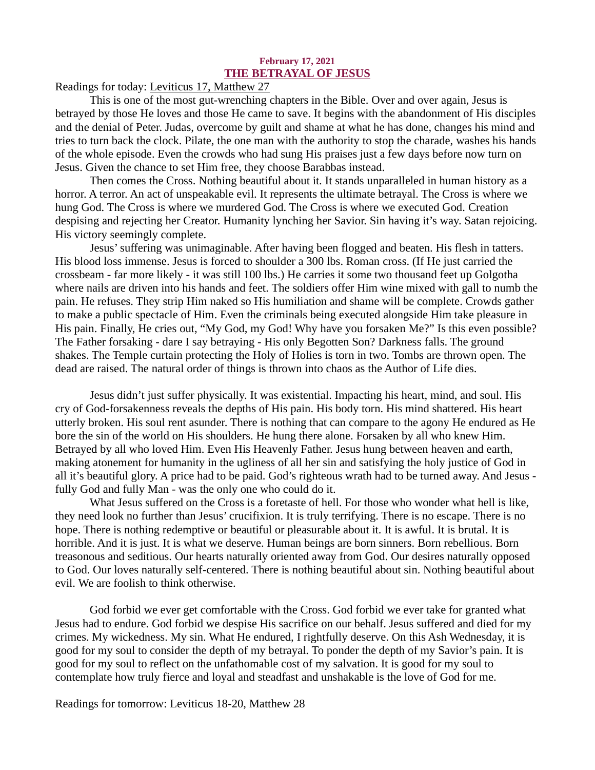**February 17, 2021**

## THE BETRAYAL OF JESUS

Readings for today: Leviticus 17, Matthew 27

This is one of the most gut-wrenching chapters in the Bible. Over and over again, Jesus is betrayed by those He loves and those He came to save. It begins with the abandonment of His disciples and the denial of Peter. Judas, overcome by guilt and shame at what he has done, changes his mind and tries to turn back the clock. Pilate, the one man with the authority to stop the charade, washes his hands of the whole episode. Even the crowds who had sung His praises just a few days before now turn on Jesus. Given the chance to set Him free, they choose Barabbas instead.

Then comes the Cross. Nothing beautiful about it. It stands unparalleled in human history as a horror. A terror. An act of unspeakable evil. It represents the ultimate betrayal. The Cross is where we hung God. The Cross is where we murdered God. The Cross is where we executed God. Creation despising and rejecting her Creator. Humanity lynching her Savior. Sin having it's way. Satan rejoicing. His victory seemingly complete.

Jesus' suffering was unimaginable. After having been flogged and beaten. His flesh in tatters. His blood loss immense. Jesus is forced to shoulder a 300 lbs. Roman cross. (If He just carried the crossbeam - far more likely - it was still 100 lbs.) He carries it some two thousand feet up Golgotha where nails are driven into his hands and feet. The soldiers offer Him wine mixed with gall to numb the pain. He refuses. They strip Him naked so His humiliation and shame will be complete. Crowds gather to make a public spectacle of Him. Even the criminals being executed alongside Him take pleasure in His pain. Finally, He cries out, "My God, my God! Why have you forsaken Me?" Is this even possible? The Father forsaking - dare I say betraying - His only Begotten Son? Darkness falls. The ground shakes. The Temple curtain protecting the Holy of Holies is torn in two. Tombs are thrown open. The dead are raised. The natural order of things is thrown into chaos as the Author of Life dies.

Jesus didn't just suffer physically. It was existential. Impacting his heart, mind, and soul. His cry of God-forsakenness reveals the depths of His pain. His body torn. His mind shattered. His heart utterly broken. His soul rent asunder. There is nothing that can compare to the agony He endured as He bore the sin of the world on His shoulders. He hung there alone. Forsaken by all who knew Him. Betrayed by all who loved Him. Even His Heavenly Father. Jesus hung between heaven and earth, making atonement for humanity in the ugliness of all her sin and satisfying the holy justice of God in all it's beautiful glory. A price had to be paid. God's righteous wrath had to be turned away. And Jesus - fully God and fully Man - was the only one who could do it.

What Jesus suffered on the Cross is a foretaste of hell. For those who wonder what hell is like, they need look no further than Jesus' crucifixion. It is truly terrifying. There is no escape. There is no hope. There is nothing redemptive or beautiful or pleasurable about it. It is awful. It is brutal. It is horrible. And it is just. It is what we deserve. Human beings are born sinners. Born rebellious. Born treasonous and seditious. Our hearts naturally oriented away from God. Our desires naturally opposed to God. Our loves naturally self-centered. There is nothing beautiful about sin. Nothing beautiful about evil. We are foolish to think otherwise.

God forbid we ever get comfortable with the Cross. God forbid we ever take for granted what Jesus had to endure. God forbid we despise His sacrifice on our behalf. Jesus suffered and died for my crimes. My wickedness. My sin. What He endured, I rightfully deserve. On this Ash Wednesday, it is good for my soul to consider the depth of my betrayal. To ponder the depth of my Savior's pain. It is good for my soul to reflect on the unfathomable cost of my salvation. It is good for my soul to contemplate how truly fierce and loyal and steadfast and unshakable is the love of God for me.

Readings for tomorrow: Leviticus 18-20, Matthew 28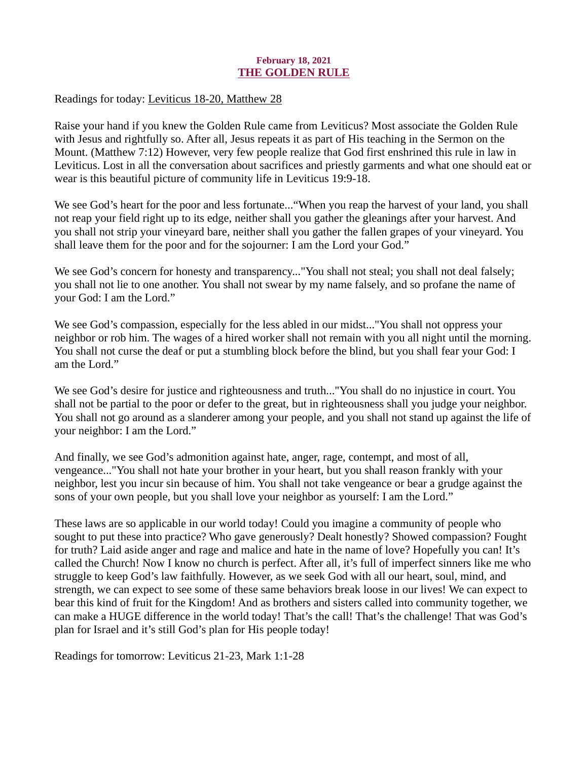**February 18, 2021**

## THE GOLDEN RULE

Readings for today: Leviticus 18-20, Matthew 28

Raise your hand if you knew the Golden Rule came from Leviticus? Most associate the Golden Rule with Jesus and rightfully so. After all, Jesus repeats it as part of His teaching in the Sermon on the Mount. (Matthew 7:12) However, very few people realize that God first enshrined this rule in law in Leviticus. Lost in all the conversation about sacrifices and priestly garments and what one should eat or wear is this beautiful picture of community life in Leviticus 19:9-18.

We see God's heart for the poor and less fortunate..."When you reap the harvest of your land, you shall not reap your field right up to its edge, neither shall you gather the gleanings after your harvest. And you shall not strip your vineyard bare, neither shall you gather the fallen grapes of your vineyard. You shall leave them for the poor and for the sojourner: I am the Lord your God."

We see God's concern for honesty and transparency..."You shall not steal; you shall not deal falsely; you shall not lie to one another. You shall not swear by my name falsely, and so profane the name of your God: I am the Lord."

We see God's compassion, especially for the less abled in our midst..."You shall not oppress your neighbor or rob him. The wages of a hired worker shall not remain with you all night until the morning. You shall not curse the deaf or put a stumbling block before the blind, but you shall fear your God: I am the Lord."

We see God's desire for justice and righteousness and truth..."You shall do no injustice in court. You shall not be partial to the poor or defer to the great, but in righteousness shall you judge your neighbor. You shall not go around as a slanderer among your people, and you shall not stand up against the life of your neighbor: I am the Lord."

And finally, we see God's admonition against hate, anger, rage, contempt, and most of all, vengeance..."You shall not hate your brother in your heart, but you shall reason frankly with your neighbor, lest you incur sin because of him. You shall not take vengeance or bear a grudge against the sons of your own people, but you shall love your neighbor as yourself: I am the Lord."

These laws are so applicable in our world today! Could you imagine a community of people who sought to put these into practice? Who gave generously? Dealt honestly? Showed compassion? Fought for truth? Laid aside anger and rage and malice and hate in the name of love? Hopefully you can! It's called the Church! Now I know no church is perfect. After all, it's full of imperfect sinners like me who struggle to keep God's law faithfully. However, as we seek God with all our heart, soul, mind, and strength, we can expect to see some of these same behaviors break loose in our lives! We can expect to bear this kind of fruit for the Kingdom! And as brothers and sisters called into community together, we can make a HUGE difference in the world today! That's the call! That's the challenge! That was God's plan for Israel and it's still God's plan for His people today!

Readings for tomorrow: Leviticus 21-23, Mark 1:1-28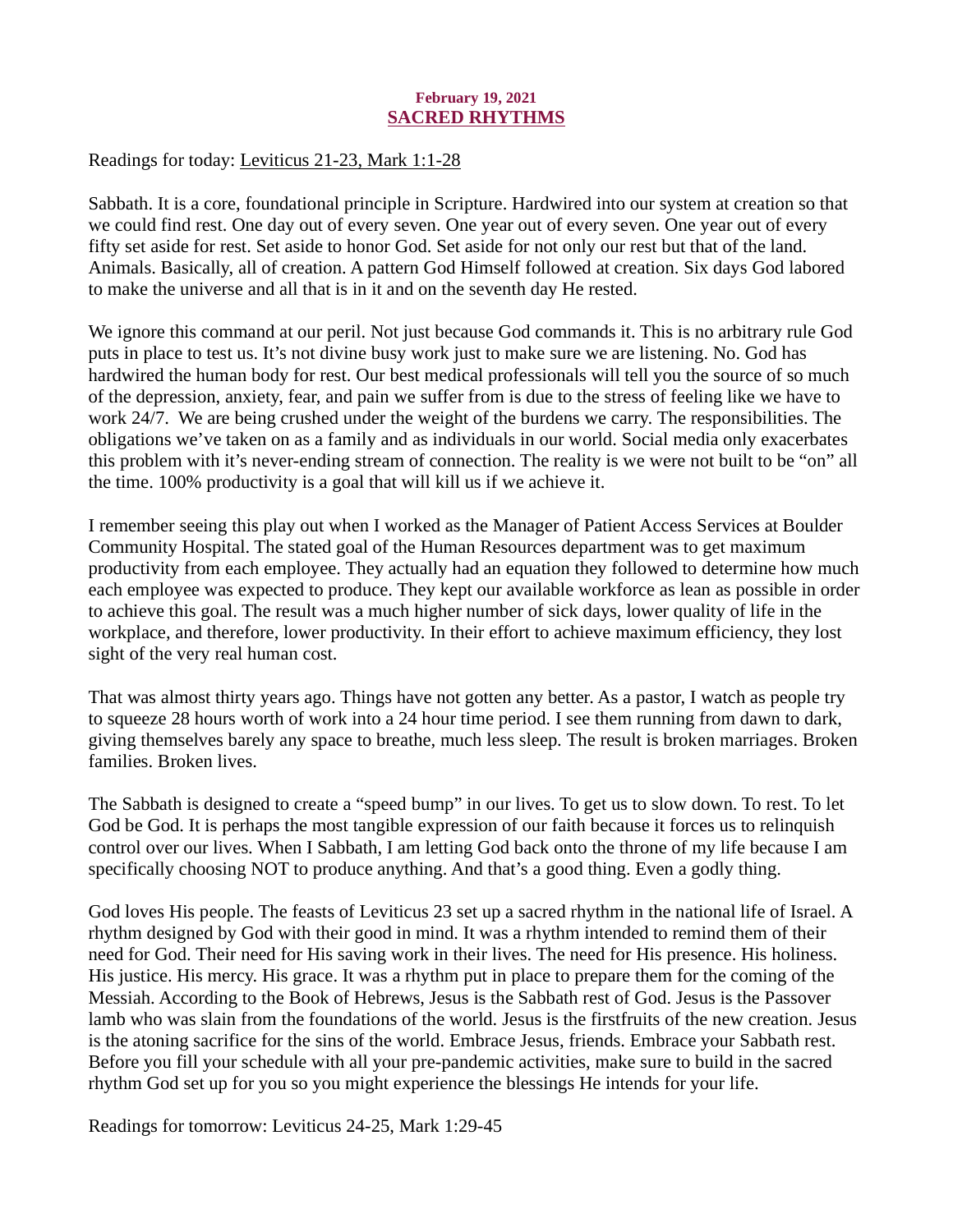**February 19, 2021**

## SACRED RHYTHMS

Readings for today: Leviticus 21-23, Mark 1:1-28

Sabbath. It is a core, foundational principle in Scripture. Hardwired into our system at creation so that we could find rest. One day out of every seven. One year out of every seven. One year out of every fifty set aside for rest. Set aside to honor God. Set aside for not only our rest but that of the land. Animals. Basically, all of creation. A pattern God Himself followed at creation. Six days God labored to make the universe and all that is in it and on the seventh day He rested.

We ignore this command at our peril. Not just because God commands it. This is no arbitrary rule God puts in place to test us. It's not divine busy work just to make sure we are listening. No. God has hardwired the human body for rest. Our best medical professionals will tell you the source of so much of the depression, anxiety, fear, and pain we suffer from is due to the stress of feeling like we have to work 24/7. We are being crushed under the weight of the burdens we carry. The responsibilities. The obligations we've taken on as a family and as individuals in our world. Social media only exacerbates this problem with it's never-ending stream of connection. The reality is we were not built to be "on" all the time. 100% productivity is a goal that will kill us if we achieve it.

I remember seeing this play out when I worked as the Manager of Patient Access Services at Boulder Community Hospital. The stated goal of the Human Resources department was to get maximum productivity from each employee. They actually had an equation they followed to determine how much each employee was expected to produce. They kept our available workforce as lean as possible in order to achieve this goal. The result was a much higher number of sick days, lower quality of life in the workplace, and therefore, lower productivity. In their effort to achieve maximum efficiency, they lost sight of the very real human cost.

That was almost thirty years ago. Things have not gotten any better. As a pastor, I watch as people try to squeeze 28 hours worth of work into a 24 hour time period. I see them running from dawn to dark, giving themselves barely any space to breathe, much less sleep. The result is broken marriages. Broken families. Broken lives.

The Sabbath is designed to create a "speed bump" in our lives. To get us to slow down. To rest. To let God be God. It is perhaps the most tangible expression of our faith because it forces us to relinquish control over our lives. When I Sabbath, I am letting God back onto the throne of my life because I am specifically choosing NOT to produce anything. And that's a good thing. Even a godly thing.

God loves His people. The feasts of Leviticus 23 set up a sacred rhythm in the national life of Israel. A rhythm designed by God with their good in mind. It was a rhythm intended to remind them of their need for God. Their need for His saving work in their lives. The need for His presence. His holiness. His justice. His mercy. His grace. It was a rhythm put in place to prepare them for the coming of the Messiah. According to the Book of Hebrews, Jesus is the Sabbath rest of God. Jesus is the Passover lamb who was slain from the foundations of the world. Jesus is the firstfruits of the new creation. Jesus is the atoning sacrifice for the sins of the world. Embrace Jesus, friends. Embrace your Sabbath rest. Before you fill your schedule with all your pre-pandemic activities, make sure to build in the sacred rhythm God set up for you so you might experience the blessings He intends for your life.

Readings for tomorrow: Leviticus 24-25, Mark 1:29-45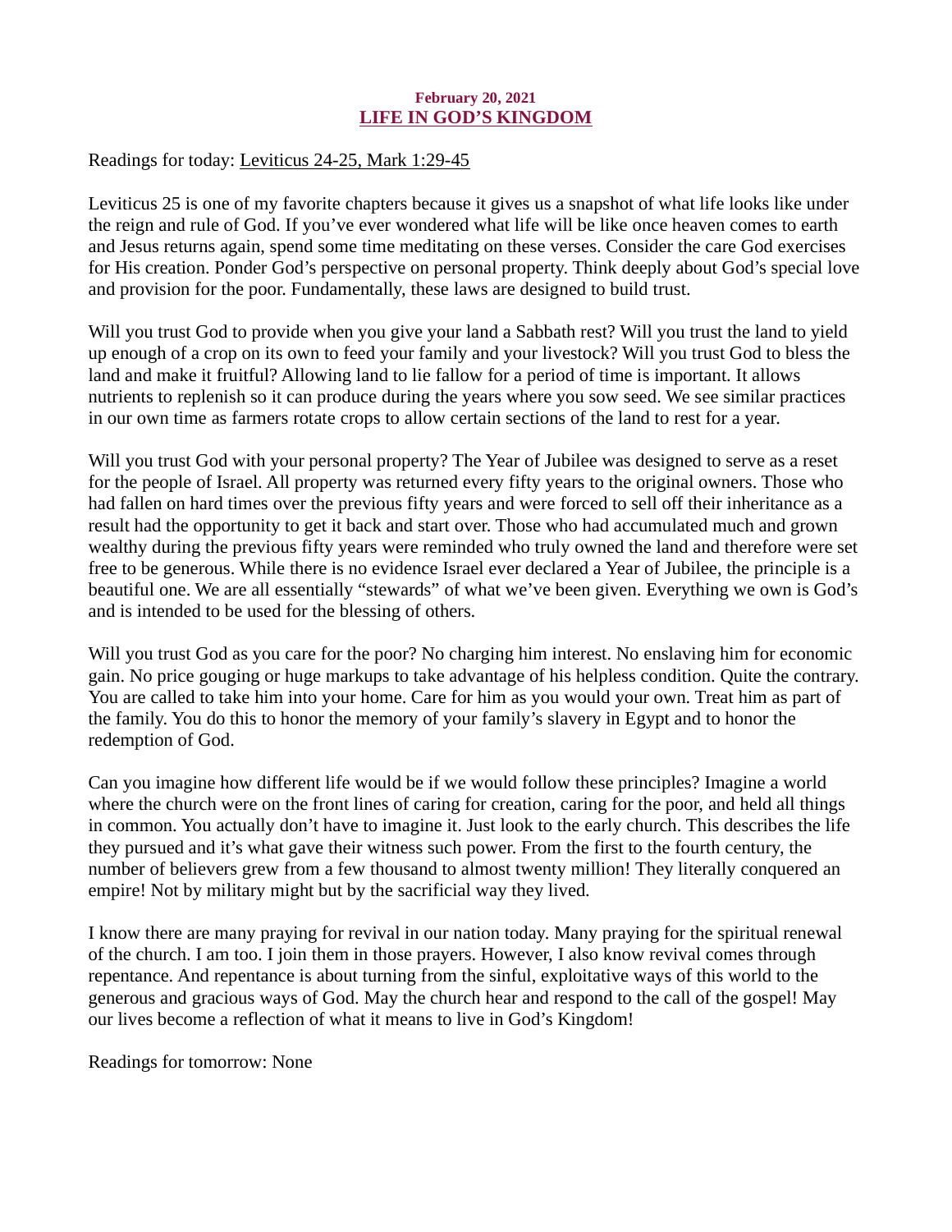**February 20, 2021**

## LIFE IN GOD'S KINGDOM

Readings for today: Leviticus 24-25, Mark 1:29-45

Leviticus 25 is one of my favorite chapters because it gives us a snapshot of what life looks like under the reign and rule of God. If you've ever wondered what life will be like once heaven comes to earth and Jesus returns again, spend some time meditating on these verses. Consider the care God exercises for His creation. Ponder God's perspective on personal property. Think deeply about God's special love and provision for the poor. Fundamentally, these laws are designed to build trust.

Will you trust God to provide when you give your land a Sabbath rest? Will you trust the land to yield up enough of a crop on its own to feed your family and your livestock? Will you trust God to bless the land and make it fruitful? Allowing land to lie fallow for a period of time is important. It allows nutrients to replenish so it can produce during the years where you sow seed. We see similar practices in our own time as farmers rotate crops to allow certain sections of the land to rest for a year.

Will you trust God with your personal property? The Year of Jubilee was designed to serve as a reset for the people of Israel. All property was returned every fifty years to the original owners. Those who had fallen on hard times over the previous fifty years and were forced to sell off their inheritance as a result had the opportunity to get it back and start over. Those who had accumulated much and grown wealthy during the previous fifty years were reminded who truly owned the land and therefore were set free to be generous. While there is no evidence Israel ever declared a Year of Jubilee, the principle is a beautiful one. We are all essentially "stewards" of what we've been given. Everything we own is God's and is intended to be used for the blessing of others.

Will you trust God as you care for the poor? No charging him interest. No enslaving him for economic gain. No price gouging or huge markups to take advantage of his helpless condition. Quite the contrary. You are called to take him into your home. Care for him as you would your own. Treat him as part of the family. You do this to honor the memory of your family's slavery in Egypt and to honor the redemption of God.

Can you imagine how different life would be if we would follow these principles? Imagine a world where the church were on the front lines of caring for creation, caring for the poor, and held all things in common. You actually don't have to imagine it. Just look to the early church. This describes the life they pursued and it's what gave their witness such power. From the first to the fourth century, the number of believers grew from a few thousand to almost twenty million! They literally conquered an empire! Not by military might but by the sacrificial way they lived.

I know there are many praying for revival in our nation today. Many praying for the spiritual renewal of the church. I am too. I join them in those prayers. However, I also know revival comes through repentance. And repentance is about turning from the sinful, exploitative ways of this world to the generous and gracious ways of God. May the church hear and respond to the call of the gospel! May our lives become a reflection of what it means to live in God's Kingdom!

Readings for tomorrow: None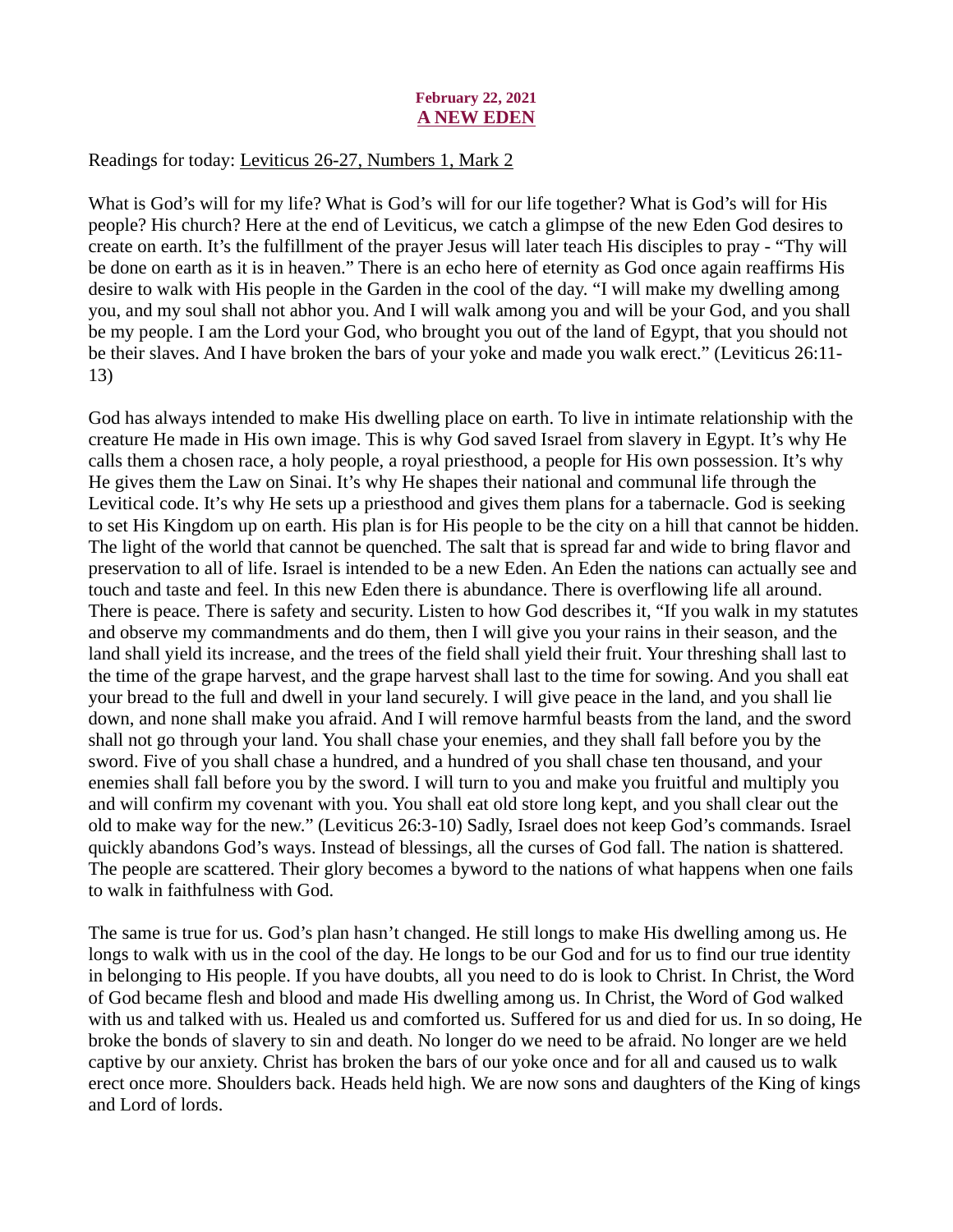**February 22, 2021**

## A NEW EDEN

Readings for today: Leviticus 26-27, Numbers 1, Mark 2

What is God's will for my life? What is God's will for our life together? What is God's will for His people? His church? Here at the end of Leviticus, we catch a glimpse of the new Eden God desires to create on earth. It's the fulfillment of the prayer Jesus will later teach His disciples to pray - "Thy will be done on earth as it is in heaven." There is an echo here of eternity as God once again reaffirms His desire to walk with His people in the Garden in the cool of the day. "I will make my dwelling among you, and my soul shall not abhor you. And I will walk among you and will be your God, and you shall be my people. I am the Lord your God, who brought you out of the land of Egypt, that you should not be their slaves. And I have broken the bars of your yoke and made you walk erect." (Leviticus 26:11-13)

God has always intended to make His dwelling place on earth. To live in intimate relationship with the creature He made in His own image. This is why God saved Israel from slavery in Egypt. It's why He calls them a chosen race, a holy people, a royal priesthood, a people for His own possession. It's why He gives them the Law on Sinai. It's why He shapes their national and communal life through the Levitical code. It's why He sets up a priesthood and gives them plans for a tabernacle. God is seeking to set His Kingdom up on earth. His plan is for His people to be the city on a hill that cannot be hidden. The light of the world that cannot be quenched. The salt that is spread far and wide to bring flavor and preservation to all of life. Israel is intended to be a new Eden. An Eden the nations can actually see and touch and taste and feel. In this new Eden there is abundance. There is overflowing life all around. There is peace. There is safety and security. Listen to how God describes it, "If you walk in my statutes and observe my commandments and do them, then I will give you your rains in their season, and the land shall yield its increase, and the trees of the field shall yield their fruit. Your threshing shall last to the time of the grape harvest, and the grape harvest shall last to the time for sowing. And you shall eat your bread to the full and dwell in your land securely. I will give peace in the land, and you shall lie down, and none shall make you afraid. And I will remove harmful beasts from the land, and the sword shall not go through your land. You shall chase your enemies, and they shall fall before you by the sword. Five of you shall chase a hundred, and a hundred of you shall chase ten thousand, and your enemies shall fall before you by the sword. I will turn to you and make you fruitful and multiply you and will confirm my covenant with you. You shall eat old store long kept, and you shall clear out the old to make way for the new." (Leviticus 26:3-10) Sadly, Israel does not keep God's commands. Israel quickly abandons God's ways. Instead of blessings, all the curses of God fall. The nation is shattered. The people are scattered. Their glory becomes a byword to the nations of what happens when one fails to walk in faithfulness with God.

The same is true for us. God's plan hasn't changed. He still longs to make His dwelling among us. He longs to walk with us in the cool of the day. He longs to be our God and for us to find our true identity in belonging to His people. If you have doubts, all you need to do is look to Christ. In Christ, the Word of God became flesh and blood and made His dwelling among us. In Christ, the Word of God walked with us and talked with us. Healed us and comforted us. Suffered for us and died for us. In so doing, He broke the bonds of slavery to sin and death. No longer do we need to be afraid. No longer are we held captive by our anxiety. Christ has broken the bars of our yoke once and for all and caused us to walk erect once more. Shoulders back. Heads held high. We are now sons and daughters of the King of kings and Lord of lords.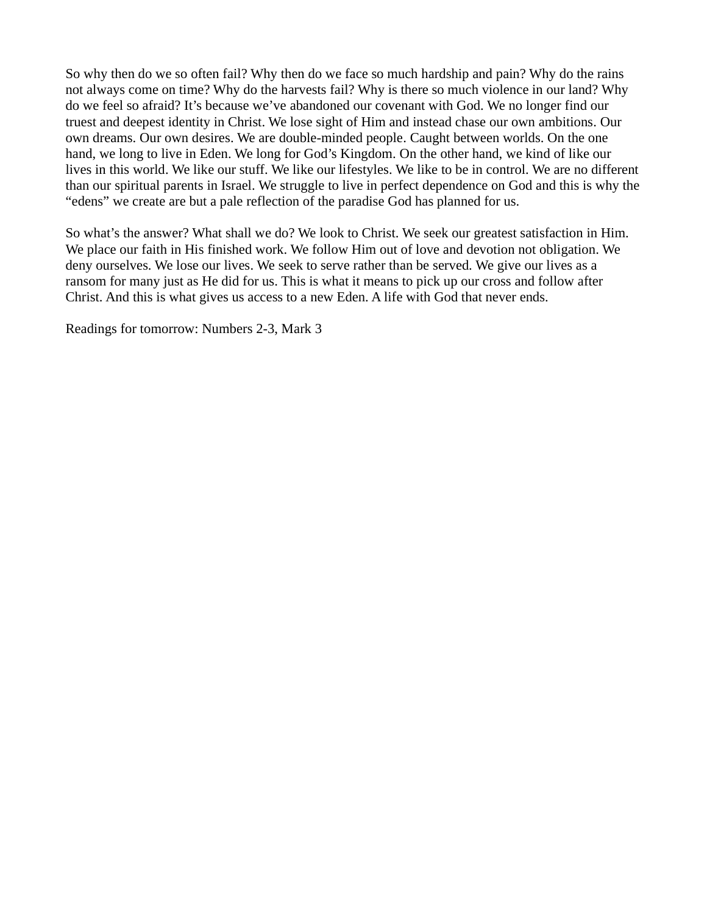So why then do we so often fail? Why then do we face so much hardship and pain? Why do the rains not always come on time? Why do the harvests fail? Why is there so much violence in our land? Why do we feel so afraid? It's because we've abandoned our covenant with God. We no longer find our truest and deepest identity in Christ. We lose sight of Him and instead chase our own ambitions. Our own dreams. Our own desires. We are double-minded people. Caught between worlds. On the one hand, we long to live in Eden. We long for God's Kingdom. On the other hand, we kind of like our lives in this world. We like our stuff. We like our lifestyles. We like to be in control. We are no different than our spiritual parents in Israel. We struggle to live in perfect dependence on God and this is why the "edens" we create are but a pale reflection of the paradise God has planned for us.

So what's the answer? What shall we do? We look to Christ. We seek our greatest satisfaction in Him. We place our faith in His finished work. We follow Him out of love and devotion not obligation. We deny ourselves. We lose our lives. We seek to serve rather than be served. We give our lives as a ransom for many just as He did for us. This is what it means to pick up our cross and follow after Christ. And this is what gives us access to a new Eden. A life with God that never ends.

Readings for tomorrow: Numbers 2-3, Mark 3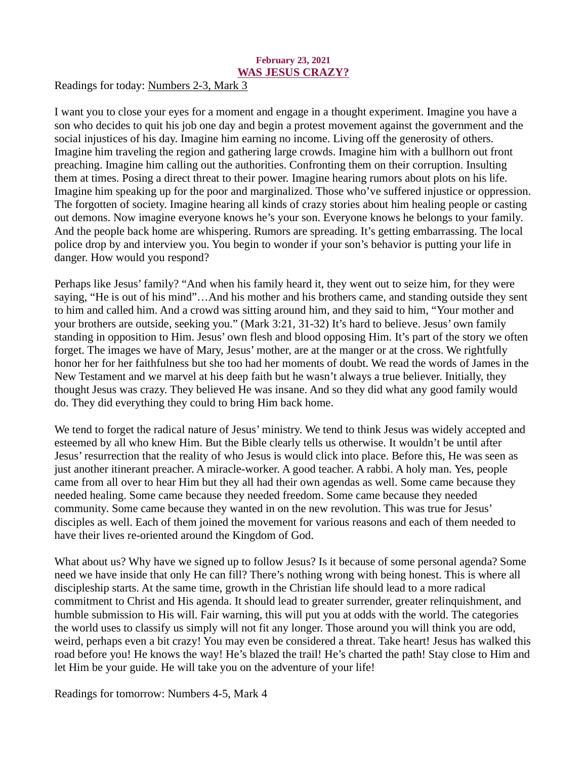**February 23, 2021**

## [WAS JESUS CRAZY?]

Readings for today: Numbers 2-3, Mark 3

I want you to close your eyes for a moment and engage in a thought experiment. Imagine you have a son who decides to quit his job one day and begin a protest movement against the government and the social injustices of his day. Imagine him earning no income. Living off the generosity of others. Imagine him traveling the region and gathering large crowds. Imagine him with a bullhorn out front preaching. Imagine him calling out the authorities. Confronting them on their corruption. Insulting them at times. Posing a direct threat to their power. Imagine hearing rumors about plots on his life. Imagine him speaking up for the poor and marginalized. Those who've suffered injustice or oppression. The forgotten of society. Imagine hearing all kinds of crazy stories about him healing people or casting out demons. Now imagine everyone knows he's your son. Everyone knows he belongs to your family. And the people back home are whispering. Rumors are spreading. It's getting embarrassing. The local police drop by and interview you. You begin to wonder if your son's behavior is putting your life in danger. How would you respond?

Perhaps like Jesus' family? "And when his family heard it, they went out to seize him, for they were saying, "He is out of his mind"…And his mother and his brothers came, and standing outside they sent to him and called him. And a crowd was sitting around him, and they said to him, "Your mother and your brothers are outside, seeking you." (Mark 3:21, 31-32) It's hard to believe. Jesus' own family standing in opposition to Him. Jesus' own flesh and blood opposing Him. It's part of the story we often forget. The images we have of Mary, Jesus' mother, are at the manger or at the cross. We rightfully honor her for her faithfulness but she too had her moments of doubt. We read the words of James in the New Testament and we marvel at his deep faith but he wasn't always a true believer. Initially, they thought Jesus was crazy. They believed He was insane. And so they did what any good family would do. They did everything they could to bring Him back home.

We tend to forget the radical nature of Jesus' ministry. We tend to think Jesus was widely accepted and esteemed by all who knew Him. But the Bible clearly tells us otherwise. It wouldn't be until after Jesus' resurrection that the reality of who Jesus is would click into place. Before this, He was seen as just another itinerant preacher. A miracle-worker. A good teacher. A rabbi. A holy man. Yes, people came from all over to hear Him but they all had their own agendas as well. Some came because they needed healing. Some came because they needed freedom. Some came because they needed community. Some came because they wanted in on the new revolution. This was true for Jesus' disciples as well. Each of them joined the movement for various reasons and each of them needed to have their lives re-oriented around the Kingdom of God.

What about us? Why have we signed up to follow Jesus? Is it because of some personal agenda? Some need we have inside that only He can fill? There's nothing wrong with being honest. This is where all discipleship starts. At the same time, growth in the Christian life should lead to a more radical commitment to Christ and His agenda. It should lead to greater surrender, greater relinquishment, and humble submission to His will. Fair warning, this will put you at odds with the world. The categories the world uses to classify us simply will not fit any longer. Those around you will think you are odd, weird, perhaps even a bit crazy! You may even be considered a threat. Take heart! Jesus has walked this road before you! He knows the way! He's blazed the trail! He's charted the path! Stay close to Him and let Him be your guide. He will take you on the adventure of your life!

Readings for tomorrow: Numbers 4-5, Mark 4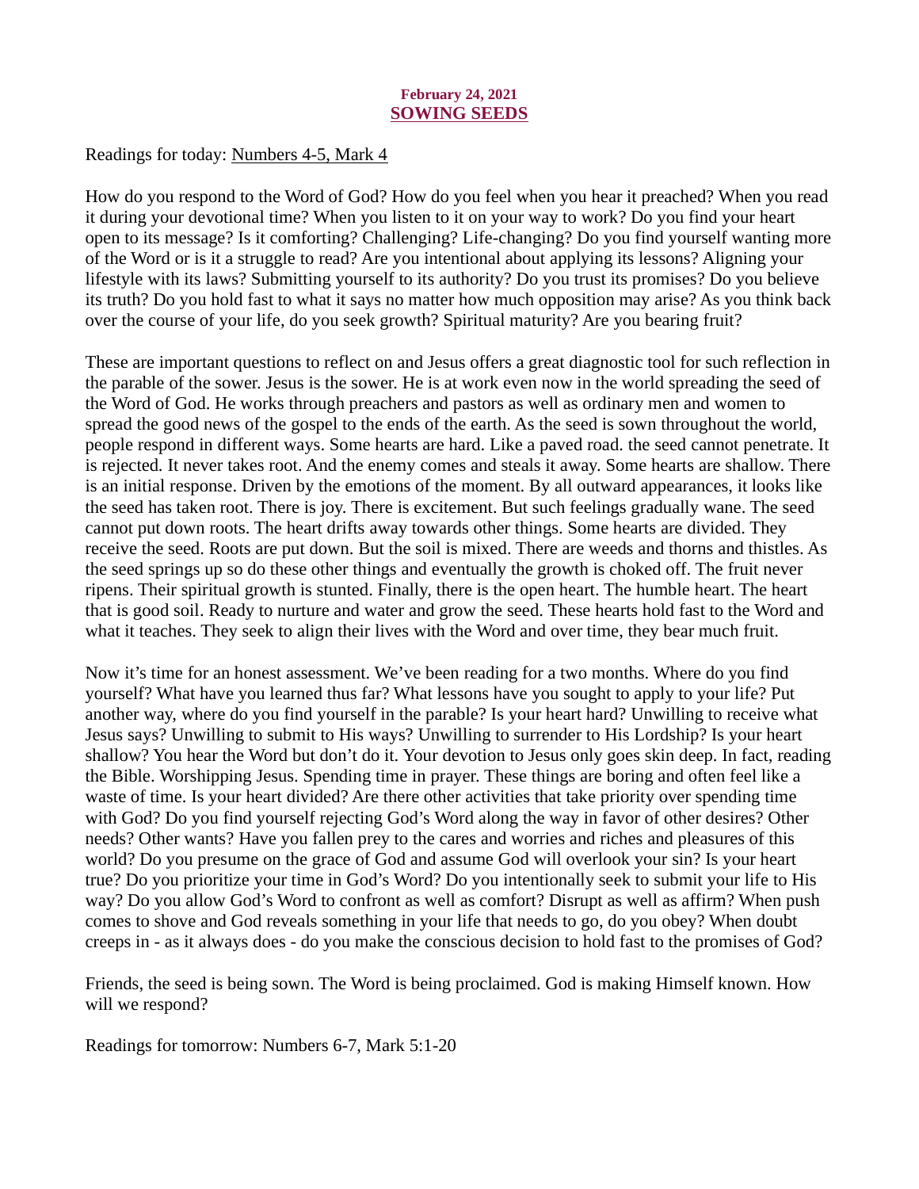**February 24, 2021**

# SOWING SEEDS

Readings for today: Numbers 4-5, Mark 4

How do you respond to the Word of God? How do you feel when you hear it preached? When you read it during your devotional time? When you listen to it on your way to work? Do you find your heart open to its message? Is it comforting? Challenging? Life-changing? Do you find yourself wanting more of the Word or is it a struggle to read? Are you intentional about applying its lessons? Aligning your lifestyle with its laws? Submitting yourself to its authority? Do you trust its promises? Do you believe its truth? Do you hold fast to what it says no matter how much opposition may arise? As you think back over the course of your life, do you seek growth? Spiritual maturity? Are you bearing fruit?

These are important questions to reflect on and Jesus offers a great diagnostic tool for such reflection in the parable of the sower. Jesus is the sower. He is at work even now in the world spreading the seed of the Word of God. He works through preachers and pastors as well as ordinary men and women to spread the good news of the gospel to the ends of the earth. As the seed is sown throughout the world, people respond in different ways. Some hearts are hard. Like a paved road. the seed cannot penetrate. It is rejected. It never takes root. And the enemy comes and steals it away. Some hearts are shallow. There is an initial response. Driven by the emotions of the moment. By all outward appearances, it looks like the seed has taken root. There is joy. There is excitement. But such feelings gradually wane. The seed cannot put down roots. The heart drifts away towards other things. Some hearts are divided. They receive the seed. Roots are put down. But the soil is mixed. There are weeds and thorns and thistles. As the seed springs up so do these other things and eventually the growth is choked off. The fruit never ripens. Their spiritual growth is stunted. Finally, there is the open heart. The humble heart. The heart that is good soil. Ready to nurture and water and grow the seed. These hearts hold fast to the Word and what it teaches. They seek to align their lives with the Word and over time, they bear much fruit.

Now it's time for an honest assessment. We've been reading for a two months. Where do you find yourself? What have you learned thus far? What lessons have you sought to apply to your life? Put another way, where do you find yourself in the parable? Is your heart hard? Unwilling to receive what Jesus says? Unwilling to submit to His ways? Unwilling to surrender to His Lordship? Is your heart shallow? You hear the Word but don't do it. Your devotion to Jesus only goes skin deep. In fact, reading the Bible. Worshipping Jesus. Spending time in prayer. These things are boring and often feel like a waste of time. Is your heart divided? Are there other activities that take priority over spending time with God? Do you find yourself rejecting God's Word along the way in favor of other desires? Other needs? Other wants? Have you fallen prey to the cares and worries and riches and pleasures of this world? Do you presume on the grace of God and assume God will overlook your sin? Is your heart true? Do you prioritize your time in God's Word? Do you intentionally seek to submit your life to His way? Do you allow God's Word to confront as well as comfort? Disrupt as well as affirm? When push comes to shove and God reveals something in your life that needs to go, do you obey? When doubt creeps in - as it always does - do you make the conscious decision to hold fast to the promises of God?

Friends, the seed is being sown. The Word is being proclaimed. God is making Himself known. How will we respond?

Readings for tomorrow: Numbers 6-7, Mark 5:1-20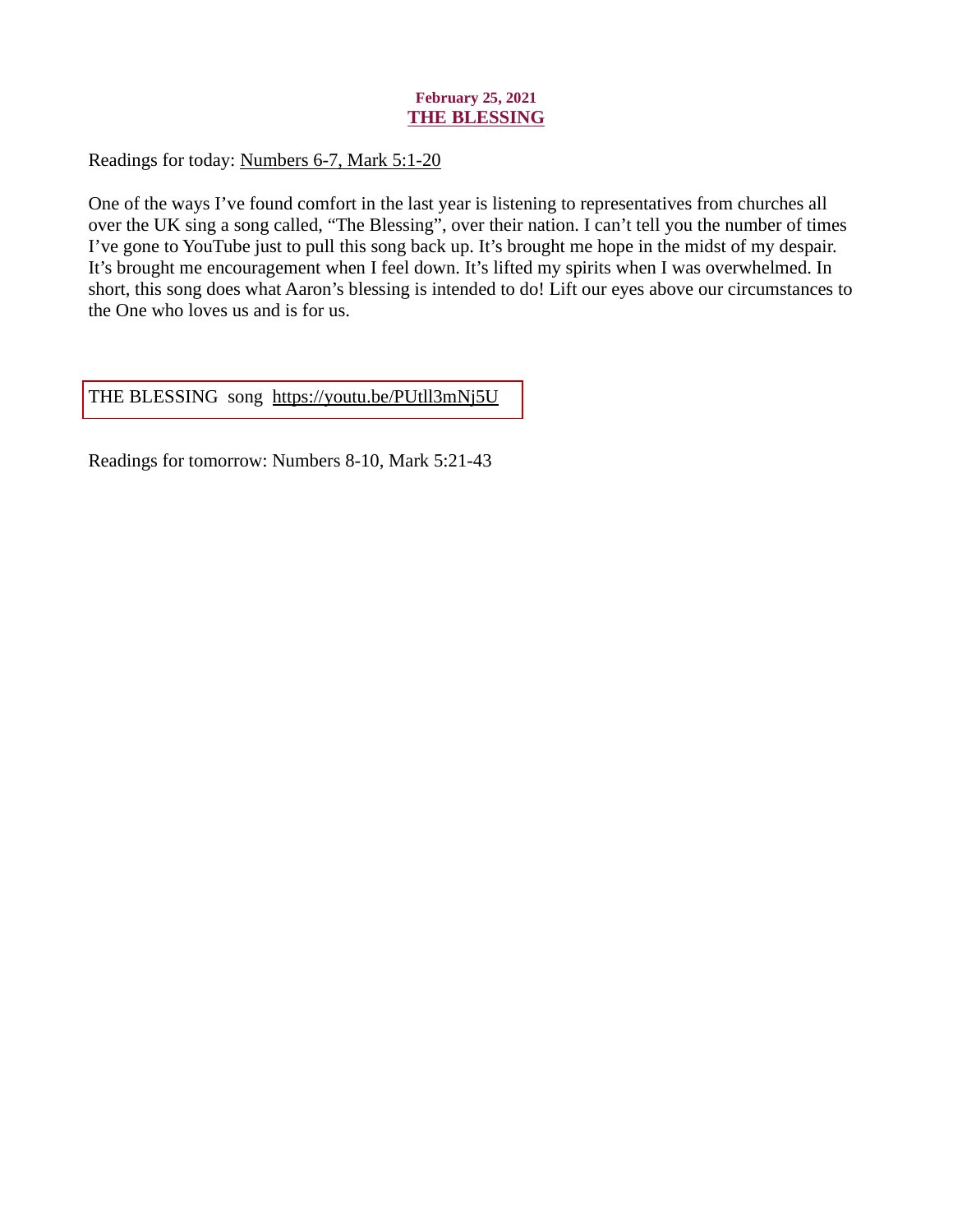**February 25, 2021**

## THE BLESSING

Readings for today: Numbers 6-7, Mark 5:1-20

One of the ways I've found comfort in the last year is listening to representatives from churches all over the UK sing a song called, "The Blessing", over their nation. I can't tell you the number of times I've gone to YouTube just to pull this song back up. It's brought me hope in the midst of my despair. It's brought me encouragement when I feel down. It's lifted my spirits when I was overwhelmed. In short, this song does what Aaron's blessing is intended to do! Lift our eyes above our circumstances to the One who loves us and is for us.

THE BLESSING song https://youtu.be/PUtll3mNj5U

Readings for tomorrow: Numbers 8-10, Mark 5:21-43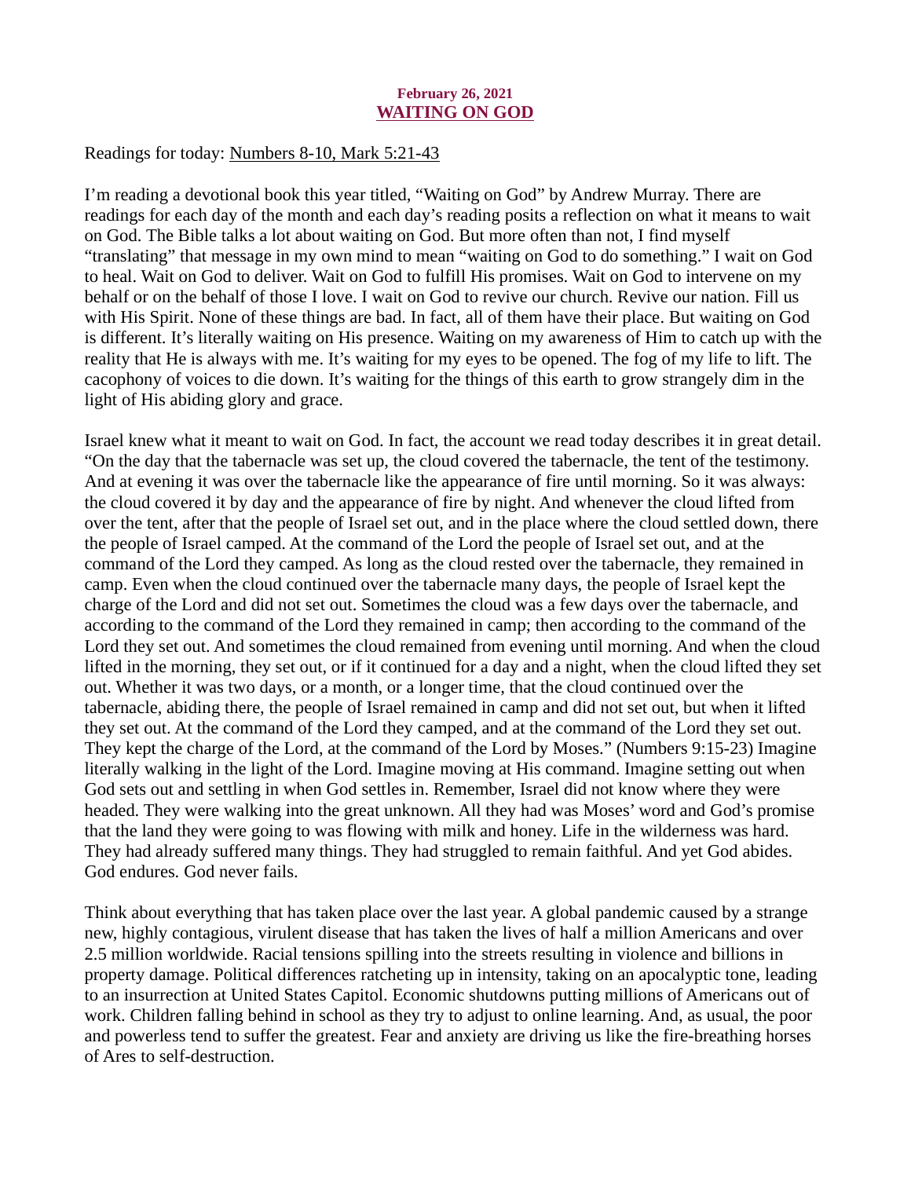**February 26, 2021**
## WAITING ON GOD

Readings for today: Numbers 8-10, Mark 5:21-43

I'm reading a devotional book this year titled, "Waiting on God" by Andrew Murray. There are readings for each day of the month and each day's reading posits a reflection on what it means to wait on God. The Bible talks a lot about waiting on God. But more often than not, I find myself "translating" that message in my own mind to mean "waiting on God to do something." I wait on God to heal. Wait on God to deliver. Wait on God to fulfill His promises. Wait on God to intervene on my behalf or on the behalf of those I love. I wait on God to revive our church. Revive our nation. Fill us with His Spirit. None of these things are bad. In fact, all of them have their place. But waiting on God is different. It's literally waiting on His presence. Waiting on my awareness of Him to catch up with the reality that He is always with me. It's waiting for my eyes to be opened. The fog of my life to lift. The cacophony of voices to die down. It's waiting for the things of this earth to grow strangely dim in the light of His abiding glory and grace.

Israel knew what it meant to wait on God. In fact, the account we read today describes it in great detail. "On the day that the tabernacle was set up, the cloud covered the tabernacle, the tent of the testimony. And at evening it was over the tabernacle like the appearance of fire until morning. So it was always: the cloud covered it by day and the appearance of fire by night. And whenever the cloud lifted from over the tent, after that the people of Israel set out, and in the place where the cloud settled down, there the people of Israel camped. At the command of the Lord the people of Israel set out, and at the command of the Lord they camped. As long as the cloud rested over the tabernacle, they remained in camp. Even when the cloud continued over the tabernacle many days, the people of Israel kept the charge of the Lord and did not set out. Sometimes the cloud was a few days over the tabernacle, and according to the command of the Lord they remained in camp; then according to the command of the Lord they set out. And sometimes the cloud remained from evening until morning. And when the cloud lifted in the morning, they set out, or if it continued for a day and a night, when the cloud lifted they set out. Whether it was two days, or a month, or a longer time, that the cloud continued over the tabernacle, abiding there, the people of Israel remained in camp and did not set out, but when it lifted they set out. At the command of the Lord they camped, and at the command of the Lord they set out. They kept the charge of the Lord, at the command of the Lord by Moses." (Numbers 9:15-23) Imagine literally walking in the light of the Lord. Imagine moving at His command. Imagine setting out when God sets out and settling in when God settles in. Remember, Israel did not know where they were headed. They were walking into the great unknown. All they had was Moses' word and God's promise that the land they were going to was flowing with milk and honey. Life in the wilderness was hard. They had already suffered many things. They had struggled to remain faithful. And yet God abides. God endures. God never fails.

Think about everything that has taken place over the last year. A global pandemic caused by a strange new, highly contagious, virulent disease that has taken the lives of half a million Americans and over 2.5 million worldwide. Racial tensions spilling into the streets resulting in violence and billions in property damage. Political differences ratcheting up in intensity, taking on an apocalyptic tone, leading to an insurrection at United States Capitol. Economic shutdowns putting millions of Americans out of work. Children falling behind in school as they try to adjust to online learning. And, as usual, the poor and powerless tend to suffer the greatest. Fear and anxiety are driving us like the fire-breathing horses of Ares to self-destruction.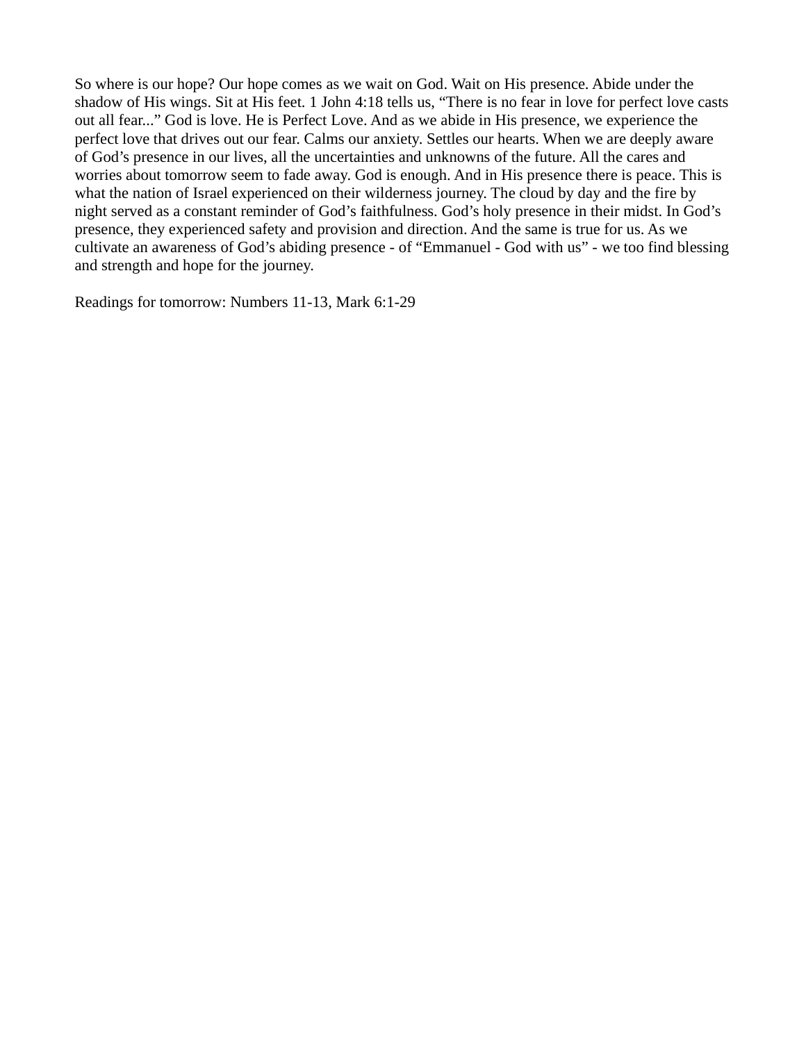So where is our hope? Our hope comes as we wait on God. Wait on His presence. Abide under the shadow of His wings. Sit at His feet. 1 John 4:18 tells us, “There is no fear in love for perfect love casts out all fear...” God is love. He is Perfect Love. And as we abide in His presence, we experience the perfect love that drives out our fear. Calms our anxiety. Settles our hearts. When we are deeply aware of God’s presence in our lives, all the uncertainties and unknowns of the future. All the cares and worries about tomorrow seem to fade away. God is enough. And in His presence there is peace. This is what the nation of Israel experienced on their wilderness journey. The cloud by day and the fire by night served as a constant reminder of God’s faithfulness. God’s holy presence in their midst. In God’s presence, they experienced safety and provision and direction. And the same is true for us. As we cultivate an awareness of God’s abiding presence - of “Emmanuel - God with us” - we too find blessing and strength and hope for the journey.

Readings for tomorrow: Numbers 11-13, Mark 6:1-29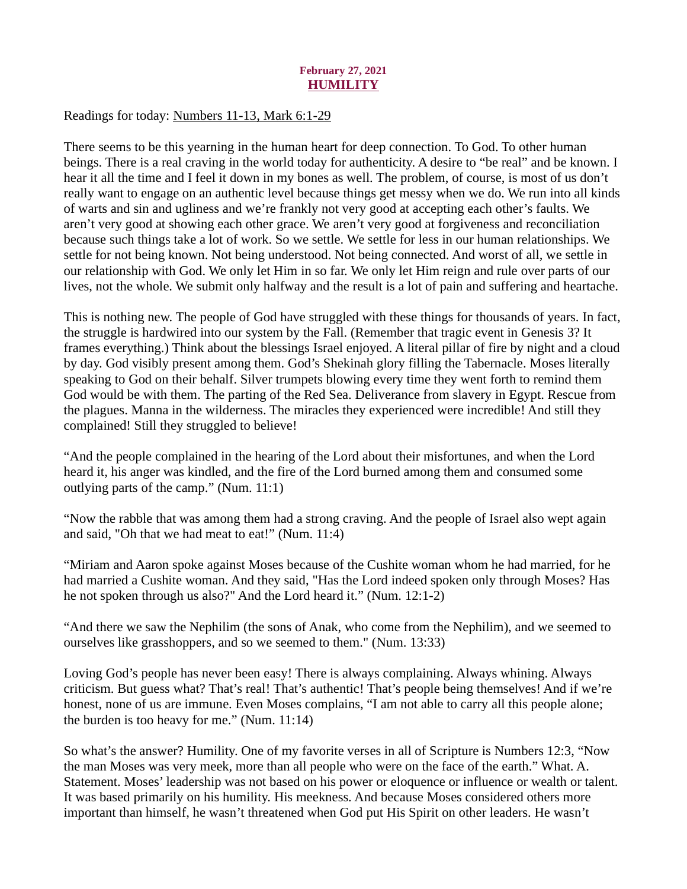**February 27, 2021**
## HUMILITY

Readings for today: Numbers 11-13, Mark 6:1-29

There seems to be this yearning in the human heart for deep connection. To God. To other human beings. There is a real craving in the world today for authenticity. A desire to "be real" and be known. I hear it all the time and I feel it down in my bones as well. The problem, of course, is most of us don't really want to engage on an authentic level because things get messy when we do. We run into all kinds of warts and sin and ugliness and we're frankly not very good at accepting each other's faults. We aren't very good at showing each other grace. We aren't very good at forgiveness and reconciliation because such things take a lot of work. So we settle. We settle for less in our human relationships. We settle for not being known. Not being understood. Not being connected. And worst of all, we settle in our relationship with God. We only let Him in so far. We only let Him reign and rule over parts of our lives, not the whole. We submit only halfway and the result is a lot of pain and suffering and heartache.

This is nothing new. The people of God have struggled with these things for thousands of years. In fact, the struggle is hardwired into our system by the Fall. (Remember that tragic event in Genesis 3? It frames everything.) Think about the blessings Israel enjoyed. A literal pillar of fire by night and a cloud by day. God visibly present among them. God's Shekinah glory filling the Tabernacle. Moses literally speaking to God on their behalf. Silver trumpets blowing every time they went forth to remind them God would be with them. The parting of the Red Sea. Deliverance from slavery in Egypt. Rescue from the plagues. Manna in the wilderness. The miracles they experienced were incredible! And still they complained! Still they struggled to believe!

"And the people complained in the hearing of the Lord about their misfortunes, and when the Lord heard it, his anger was kindled, and the fire of the Lord burned among them and consumed some outlying parts of the camp." (Num. 11:1)

"Now the rabble that was among them had a strong craving. And the people of Israel also wept again and said, "Oh that we had meat to eat!" (Num. 11:4)

"Miriam and Aaron spoke against Moses because of the Cushite woman whom he had married, for he had married a Cushite woman. And they said, "Has the Lord indeed spoken only through Moses? Has he not spoken through us also?" And the Lord heard it." (Num. 12:1-2)

"And there we saw the Nephilim (the sons of Anak, who come from the Nephilim), and we seemed to ourselves like grasshoppers, and so we seemed to them." (Num. 13:33)

Loving God's people has never been easy! There is always complaining. Always whining. Always criticism. But guess what? That's real! That's authentic! That's people being themselves! And if we're honest, none of us are immune. Even Moses complains, "I am not able to carry all this people alone; the burden is too heavy for me." (Num. 11:14)

So what's the answer? Humility. One of my favorite verses in all of Scripture is Numbers 12:3, "Now the man Moses was very meek, more than all people who were on the face of the earth." What. A. Statement. Moses' leadership was not based on his power or eloquence or influence or wealth or talent. It was based primarily on his humility. His meekness. And because Moses considered others more important than himself, he wasn't threatened when God put His Spirit on other leaders. He wasn't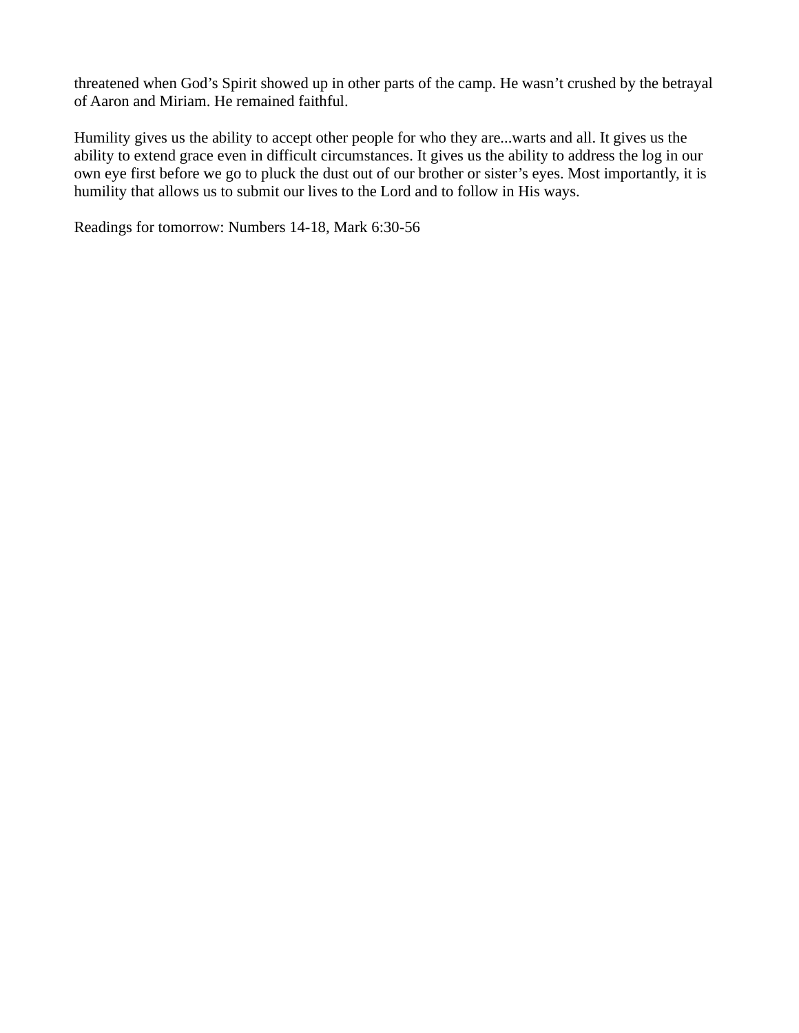threatened when God’s Spirit showed up in other parts of the camp. He wasn’t crushed by the betrayal of Aaron and Miriam. He remained faithful.

Humility gives us the ability to accept other people for who they are...warts and all. It gives us the ability to extend grace even in difficult circumstances. It gives us the ability to address the log in our own eye first before we go to pluck the dust out of our brother or sister’s eyes. Most importantly, it is humility that allows us to submit our lives to the Lord and to follow in His ways.

Readings for tomorrow: Numbers 14-18, Mark 6:30-56